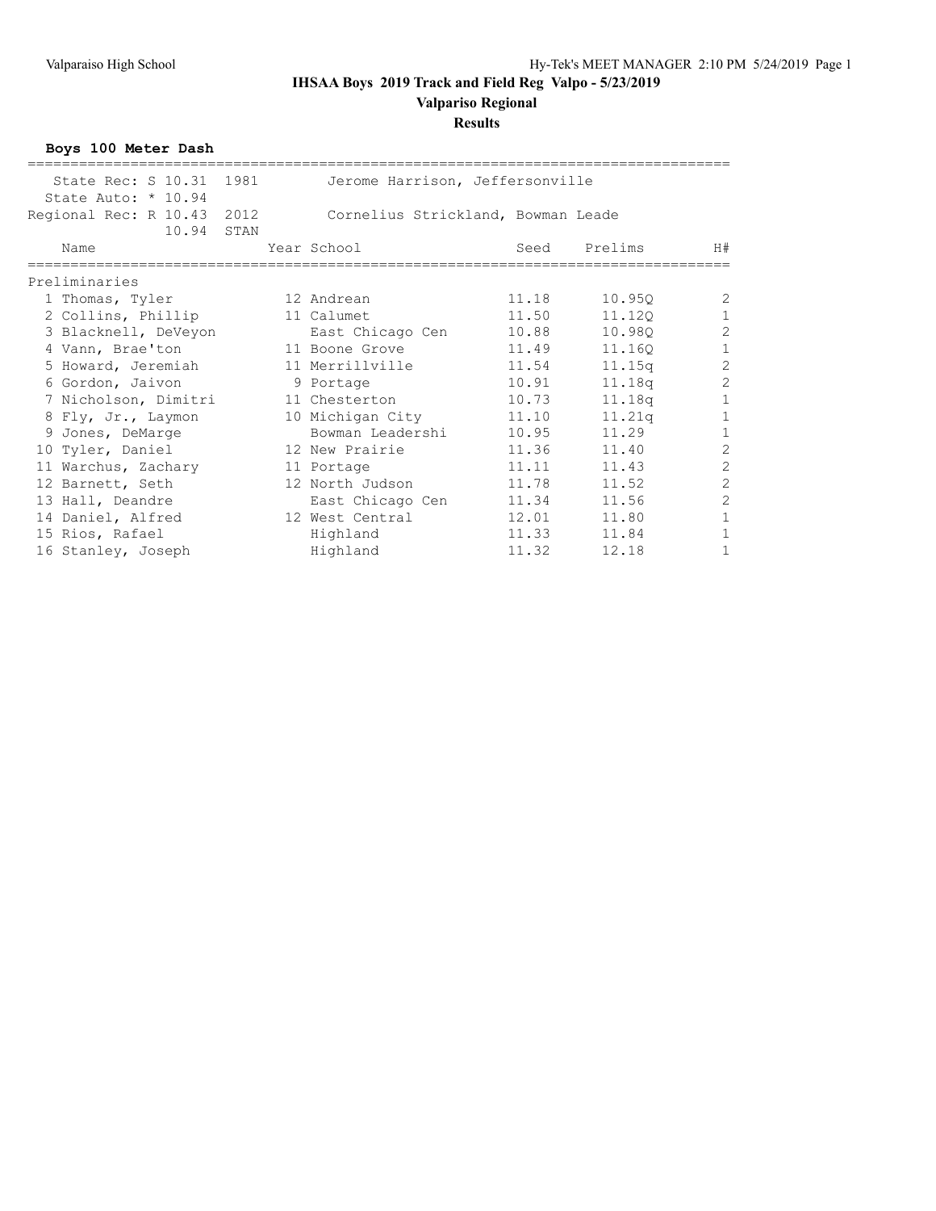# IHSAA Boys 2019 Track and Field Reg Valpo - 5/23/2019

## Valparaiso Regional

### Results

**Boys 100 Meter Dash**

State Rec: S 10.31 1981 Jerome Harrison, Jeffersonville
State Auto: * 10.94
Regional Rec: R 10.43 2012 Cornelius Strickland, Bowman Leade
10.94 STAN

| | Name | Year | School | Seed | Prelims | H# |
|---|---|---|---|---|---|---|
| **Preliminaries** | | | | | | |
| 1 | Thomas, Tyler | 12 | Andrean | 11.18 | 10.95Q | 2 |
| 2 | Collins, Phillip | 11 | Calumet | 11.50 | 11.12Q | 1 |
| 3 | Blacknell, DeVeyon | | East Chicago Cen | 10.88 | 10.98Q | 2 |
| 4 | Vann, Brae'ton | 11 | Boone Grove | 11.49 | 11.16Q | 1 |
| 5 | Howard, Jeremiah | 11 | Merrillville | 11.54 | 11.15q | 2 |
| 6 | Gordon, Jaivon | 9 | Portage | 10.91 | 11.18q | 2 |
| 7 | Nicholson, Dimitri | 11 | Chesterton | 10.73 | 11.18q | 1 |
| 8 | Fly, Jr., Laymon | 10 | Michigan City | 11.10 | 11.21q | 1 |
| 9 | Jones, DeMarge | | Bowman Leadershi | 10.95 | 11.29 | 1 |
| 10 | Tyler, Daniel | 12 | New Prairie | 11.36 | 11.40 | 2 |
| 11 | Warchus, Zachary | 11 | Portage | 11.11 | 11.43 | 2 |
| 12 | Barnett, Seth | 12 | North Judson | 11.78 | 11.52 | 2 |
| 13 | Hall, Deandre | | East Chicago Cen | 11.34 | 11.56 | 2 |
| 14 | Daniel, Alfred | 12 | West Central | 12.01 | 11.80 | 1 |
| 15 | Rios, Rafael | | Highland | 11.33 | 11.84 | 1 |
| 16 | Stanley, Joseph | | Highland | 11.32 | 12.18 | 1 |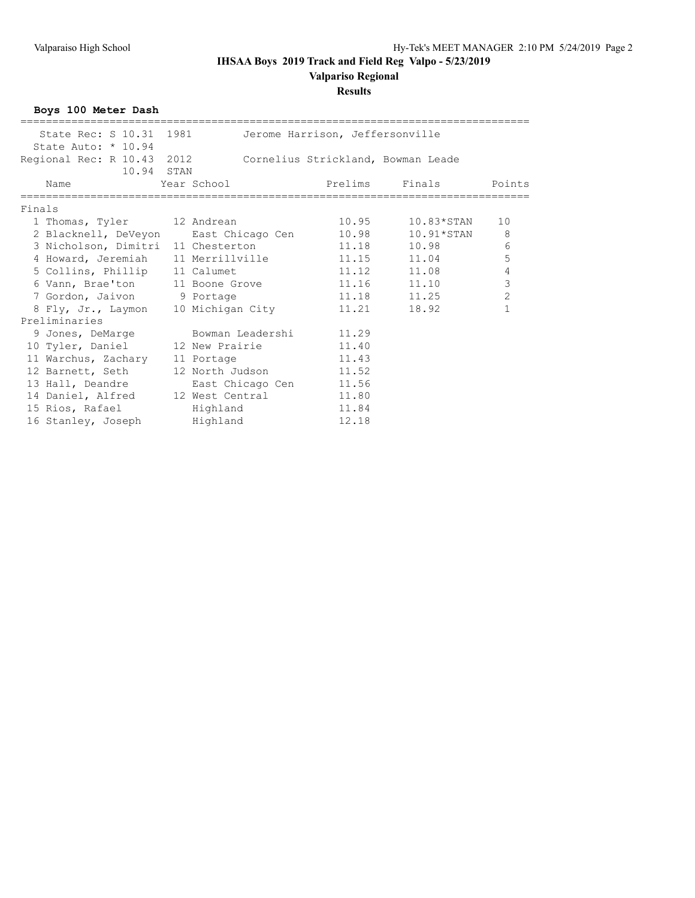# IHSAA Boys 2019 Track and Field Reg Valpo - 5/23/2019

## Valparaiso Regional

### Results

**Boys 100 Meter Dash**

State Rec: S 10.31 1981 Jerome Harrison, Jeffersonville
State Auto: * 10.94
Regional Rec: R 10.43 2012 Cornelius Strickland, Bowman Leade
10.94 STAN

| | Name | Year | School | Prelims | Finals | Points |
|---|---|---|---|---|---|---|
| **Finals** | | | | | | |
| 1 | Thomas, Tyler | 12 | Andrean | 10.95 | 10.83*STAN | 10 |
| 2 | Blacknell, DeVeyon | | East Chicago Cen | 10.98 | 10.91*STAN | 8 |
| 3 | Nicholson, Dimitri | 11 | Chesterton | 11.18 | 10.98 | 6 |
| 4 | Howard, Jeremiah | 11 | Merrillville | 11.15 | 11.04 | 5 |
| 5 | Collins, Phillip | 11 | Calumet | 11.12 | 11.08 | 4 |
| 6 | Vann, Brae'ton | 11 | Boone Grove | 11.16 | 11.10 | 3 |
| 7 | Gordon, Jaivon | 9 | Portage | 11.18 | 11.25 | 2 |
| 8 | Fly, Jr., Laymon | 10 | Michigan City | 11.21 | 18.92 | 1 |
| **Preliminaries** | | | | | | |
| 9 | Jones, DeMarge | | Bowman Leadershi | 11.29 | | |
| 10 | Tyler, Daniel | 12 | New Prairie | 11.40 | | |
| 11 | Warchus, Zachary | 11 | Portage | 11.43 | | |
| 12 | Barnett, Seth | 12 | North Judson | 11.52 | | |
| 13 | Hall, Deandre | | East Chicago Cen | 11.56 | | |
| 14 | Daniel, Alfred | 12 | West Central | 11.80 | | |
| 15 | Rios, Rafael | | Highland | 11.84 | | |
| 16 | Stanley, Joseph | | Highland | 12.18 | | |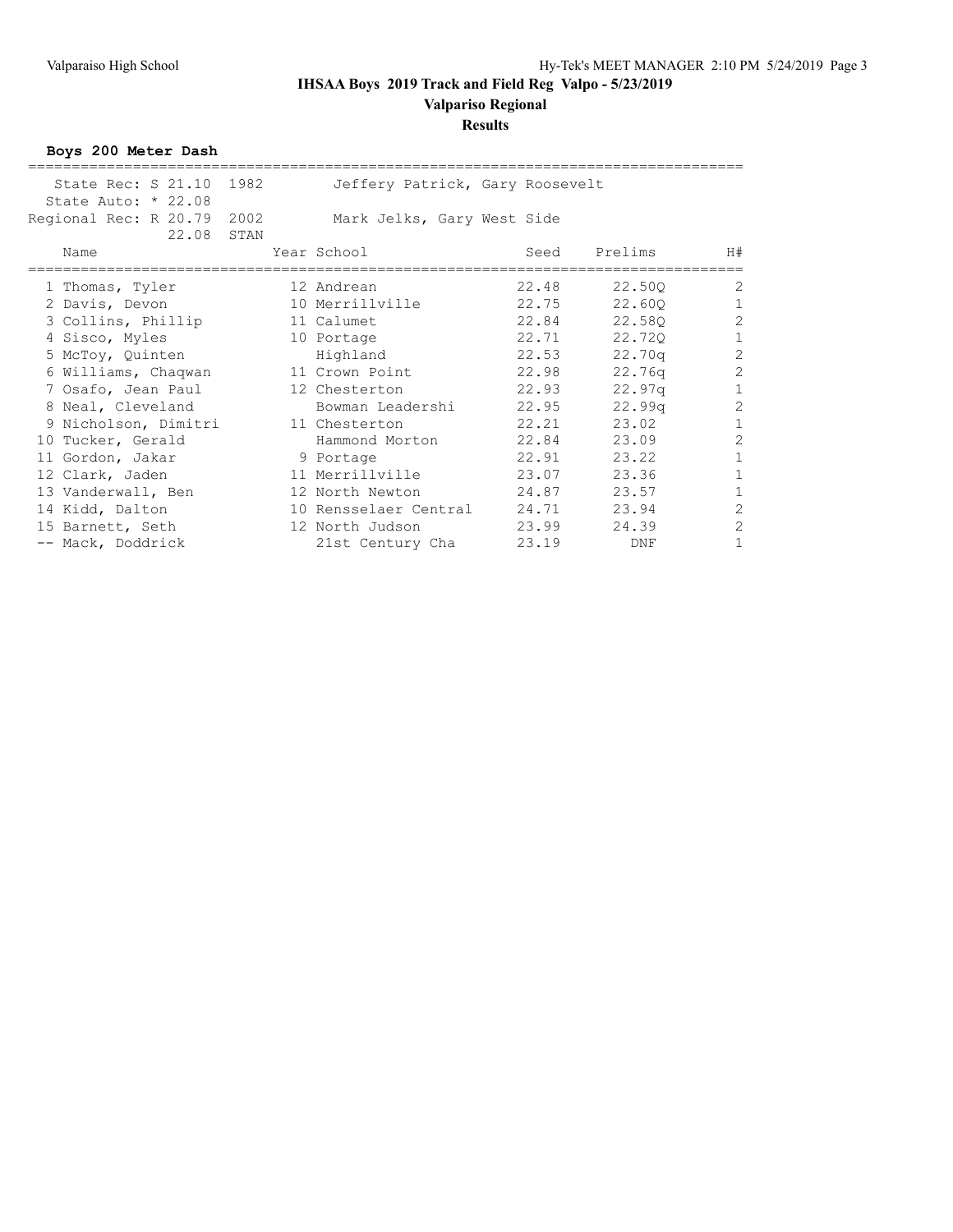## IHSAA Boys 2019 Track and Field Reg Valpo - 5/23/2019

### Valpariso Regional

### Results

**Boys 200 Meter Dash**

State Rec: S 21.10 1982 Jeffery Patrick, Gary Roosevelt
State Auto: * 22.08
Regional Rec: R 20.79 2002 Mark Jelks, Gary West Side
22.08 STAN

| | Name | Year | School | Seed | Prelims | H# |
|---|---|---|---|---|---|---|
| 1 | Thomas, Tyler | 12 | Andrean | 22.48 | 22.50Q | 2 |
| 2 | Davis, Devon | 10 | Merrillville | 22.75 | 22.60Q | 1 |
| 3 | Collins, Phillip | 11 | Calumet | 22.84 | 22.58Q | 2 |
| 4 | Sisco, Myles | 10 | Portage | 22.71 | 22.72Q | 1 |
| 5 | McToy, Quinten | | Highland | 22.53 | 22.70q | 2 |
| 6 | Williams, Chaqwan | 11 | Crown Point | 22.98 | 22.76q | 2 |
| 7 | Osafo, Jean Paul | 12 | Chesterton | 22.93 | 22.97q | 1 |
| 8 | Neal, Cleveland | | Bowman Leadershi | 22.95 | 22.99q | 2 |
| 9 | Nicholson, Dimitri | 11 | Chesterton | 22.21 | 23.02 | 1 |
| 10 | Tucker, Gerald | | Hammond Morton | 22.84 | 23.09 | 2 |
| 11 | Gordon, Jakar | 9 | Portage | 22.91 | 23.22 | 1 |
| 12 | Clark, Jaden | 11 | Merrillville | 23.07 | 23.36 | 1 |
| 13 | Vanderwall, Ben | 12 | North Newton | 24.87 | 23.57 | 1 |
| 14 | Kidd, Dalton | 10 | Rensselaer Central | 24.71 | 23.94 | 2 |
| 15 | Barnett, Seth | 12 | North Judson | 23.99 | 24.39 | 2 |
| -- | Mack, Doddrick | | 21st Century Cha | 23.19 | DNF | 1 |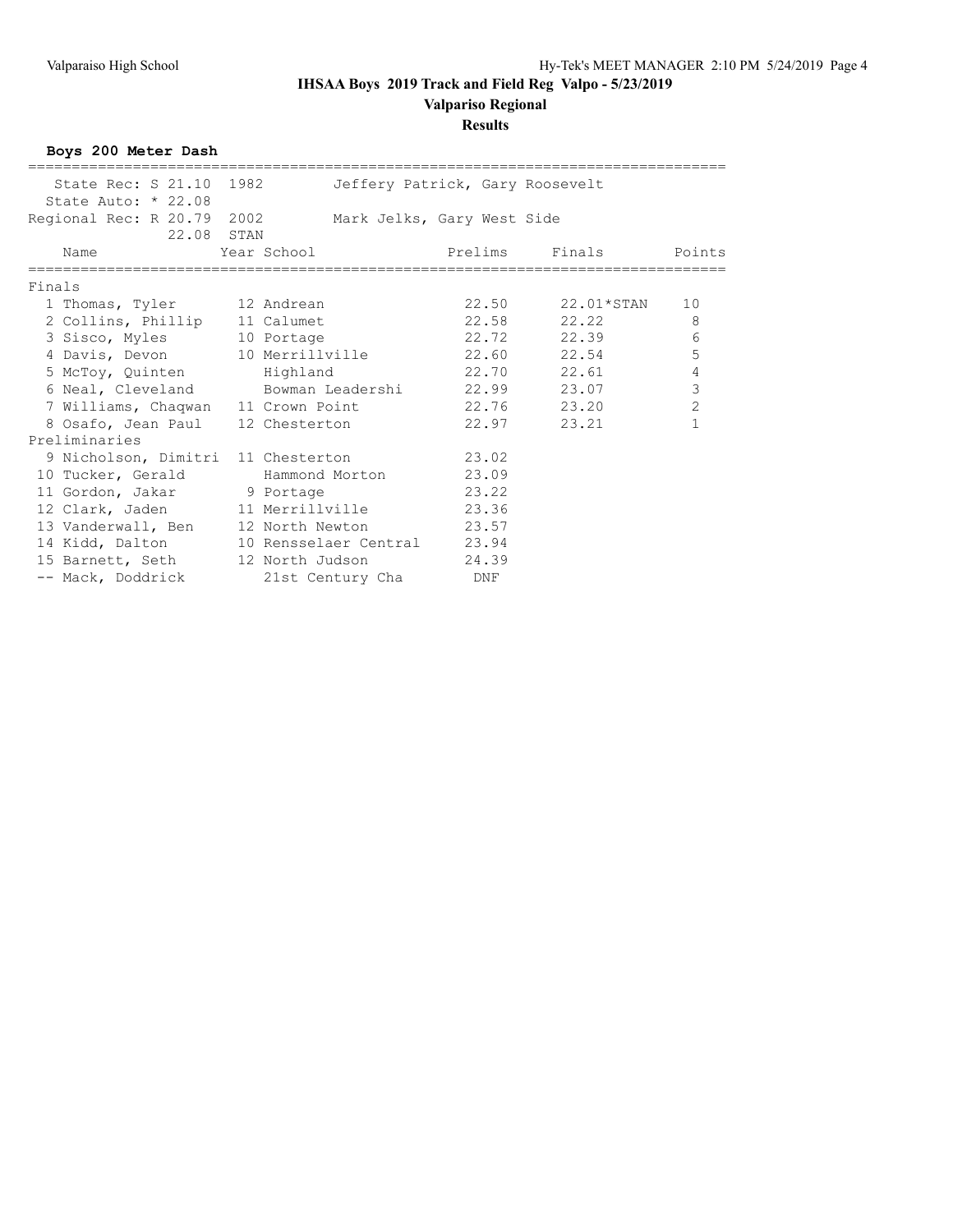# IHSAA Boys 2019 Track and Field Reg Valpo - 5/23/2019

## Valpariso Regional

### Results

**Boys 200 Meter Dash**

State Rec: S 21.10 1982 Jeffery Patrick, Gary Roosevelt
State Auto: * 22.08
Regional Rec: R 20.79 2002 Mark Jelks, Gary West Side
22.08 STAN

| | Name | Year | School | Prelims | Finals | Points |
|---|---|---|---|---|---|---|
| **Finals** | | | | | | |
| 1 | Thomas, Tyler | 12 | Andrean | 22.50 | 22.01*STAN | 10 |
| 2 | Collins, Phillip | 11 | Calumet | 22.58 | 22.22 | 8 |
| 3 | Sisco, Myles | 10 | Portage | 22.72 | 22.39 | 6 |
| 4 | Davis, Devon | 10 | Merrillville | 22.60 | 22.54 | 5 |
| 5 | McToy, Quinten | | Highland | 22.70 | 22.61 | 4 |
| 6 | Neal, Cleveland | | Bowman Leadershi | 22.99 | 23.07 | 3 |
| 7 | Williams, Chaqwan | 11 | Crown Point | 22.76 | 23.20 | 2 |
| 8 | Osafo, Jean Paul | 12 | Chesterton | 22.97 | 23.21 | 1 |
| **Preliminaries** | | | | | | |
| 9 | Nicholson, Dimitri | 11 | Chesterton | 23.02 | | |
| 10 | Tucker, Gerald | | Hammond Morton | 23.09 | | |
| 11 | Gordon, Jakar | 9 | Portage | 23.22 | | |
| 12 | Clark, Jaden | 11 | Merrillville | 23.36 | | |
| 13 | Vanderwall, Ben | 12 | North Newton | 23.57 | | |
| 14 | Kidd, Dalton | 10 | Rensselaer Central | 23.94 | | |
| 15 | Barnett, Seth | 12 | North Judson | 24.39 | | |
| -- | Mack, Doddrick | | 21st Century Cha | DNF | | |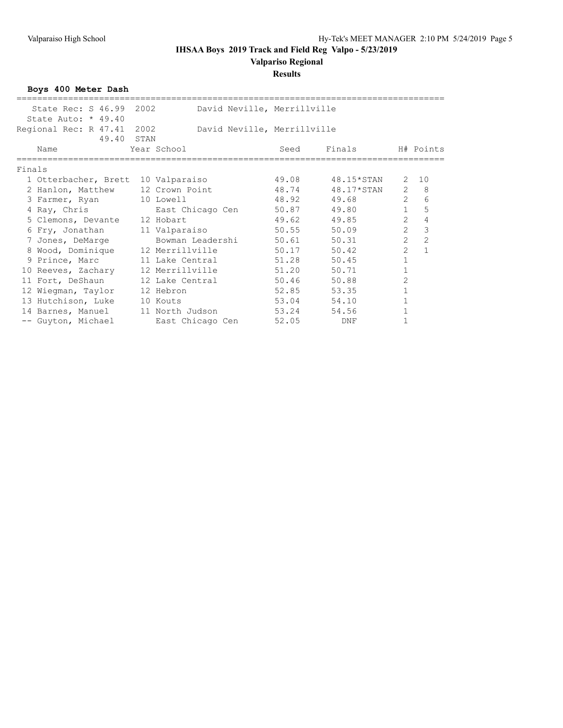# IHSAA Boys 2019 Track and Field Reg Valpo - 5/23/2019

## Valpariso Regional

### Results

**Boys 400 Meter Dash**

State Rec: S 46.99 2002 David Neville, Merrillville
State Auto: * 49.40
Regional Rec: R 47.41 2002 David Neville, Merrillville
49.40 STAN

| | Name | Year | School | Seed | Finals | H# | Points |
|---|---|---|---|---|---|---|---|
| **Finals** | | | | | | | |
| 1 | Otterbacher, Brett | 10 | Valparaiso | 49.08 | 48.15*STAN | 2 | 10 |
| 2 | Hanlon, Matthew | 12 | Crown Point | 48.74 | 48.17*STAN | 2 | 8 |
| 3 | Farmer, Ryan | 10 | Lowell | 48.92 | 49.68 | 2 | 6 |
| 4 | Ray, Chris | | East Chicago Cen | 50.87 | 49.80 | 1 | 5 |
| 5 | Clemons, Devante | 12 | Hobart | 49.62 | 49.85 | 2 | 4 |
| 6 | Fry, Jonathan | 11 | Valparaiso | 50.55 | 50.09 | 2 | 3 |
| 7 | Jones, DeMarge | | Bowman Leadershi | 50.61 | 50.31 | 2 | 2 |
| 8 | Wood, Dominique | 12 | Merrillville | 50.17 | 50.42 | 2 | 1 |
| 9 | Prince, Marc | 11 | Lake Central | 51.28 | 50.45 | 1 | |
| 10 | Reeves, Zachary | 12 | Merrillville | 51.20 | 50.71 | 1 | |
| 11 | Fort, DeShaun | 12 | Lake Central | 50.46 | 50.88 | 2 | |
| 12 | Wiegman, Taylor | 12 | Hebron | 52.85 | 53.35 | 1 | |
| 13 | Hutchison, Luke | 10 | Kouts | 53.04 | 54.10 | 1 | |
| 14 | Barnes, Manuel | 11 | North Judson | 53.24 | 54.56 | 1 | |
| -- | Guyton, Michael | | East Chicago Cen | 52.05 | DNF | 1 | |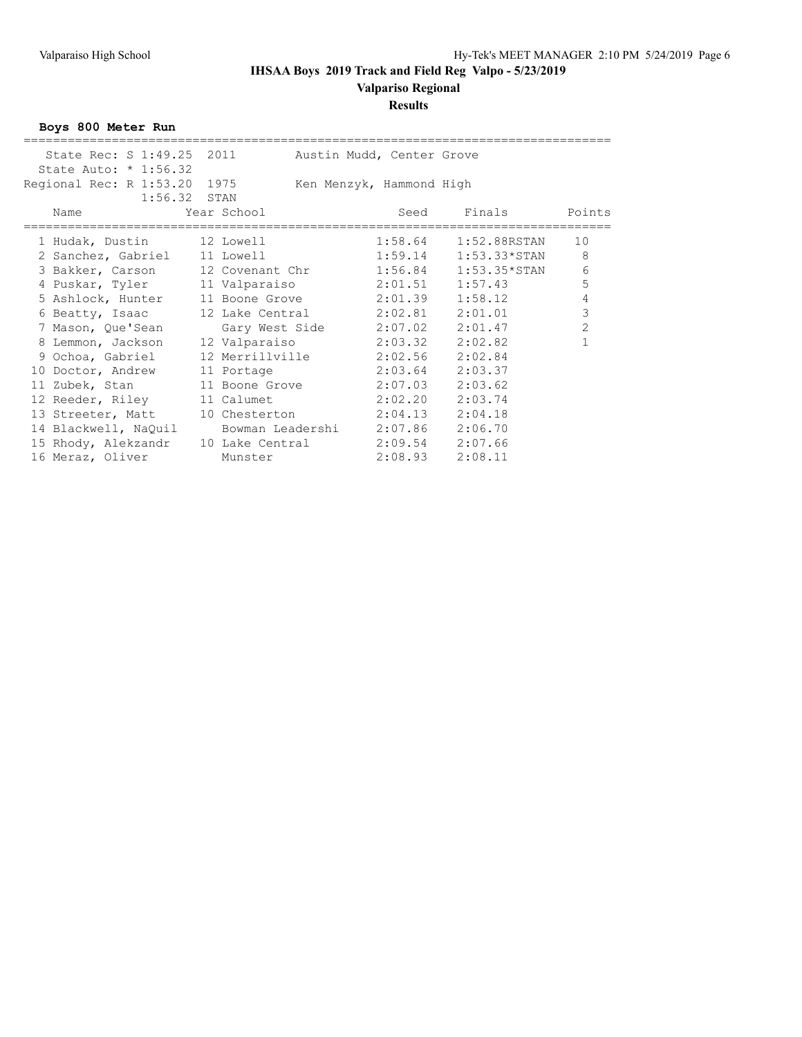# IHSAA Boys 2019 Track and Field Reg Valpo - 5/23/2019

## Valparaiso Regional

### Results

**Boys 800 Meter Run**

State Rec: S 1:49.25 2011 Austin Mudd, Center Grove
State Auto: * 1:56.32
Regional Rec: R 1:53.20 1975 Ken Menzyk, Hammond High
1:56.32 STAN

| | Name | Year | School | Seed | Finals | Points |
|---|---|---|---|---|---|---|
| 1 | Hudak, Dustin | 12 | Lowell | 1:58.64 | 1:52.88RSTAN | 10 |
| 2 | Sanchez, Gabriel | 11 | Lowell | 1:59.14 | 1:53.33*STAN | 8 |
| 3 | Bakker, Carson | 12 | Covenant Chr | 1:56.84 | 1:53.35*STAN | 6 |
| 4 | Puskar, Tyler | 11 | Valparaiso | 2:01.51 | 1:57.43 | 5 |
| 5 | Ashlock, Hunter | 11 | Boone Grove | 2:01.39 | 1:58.12 | 4 |
| 6 | Beatty, Isaac | 12 | Lake Central | 2:02.81 | 2:01.01 | 3 |
| 7 | Mason, Que'Sean | | Gary West Side | 2:07.02 | 2:01.47 | 2 |
| 8 | Lemmon, Jackson | 12 | Valparaiso | 2:03.32 | 2:02.82 | 1 |
| 9 | Ochoa, Gabriel | 12 | Merrillville | 2:02.56 | 2:02.84 | |
| 10 | Doctor, Andrew | 11 | Portage | 2:03.64 | 2:03.37 | |
| 11 | Zubek, Stan | 11 | Boone Grove | 2:07.03 | 2:03.62 | |
| 12 | Reeder, Riley | 11 | Calumet | 2:02.20 | 2:03.74 | |
| 13 | Streeter, Matt | 10 | Chesterton | 2:04.13 | 2:04.18 | |
| 14 | Blackwell, NaQuil | | Bowman Leadershi | 2:07.86 | 2:06.70 | |
| 15 | Rhody, Alekzandr | 10 | Lake Central | 2:09.54 | 2:07.66 | |
| 16 | Meraz, Oliver | | Munster | 2:08.93 | 2:08.11 | |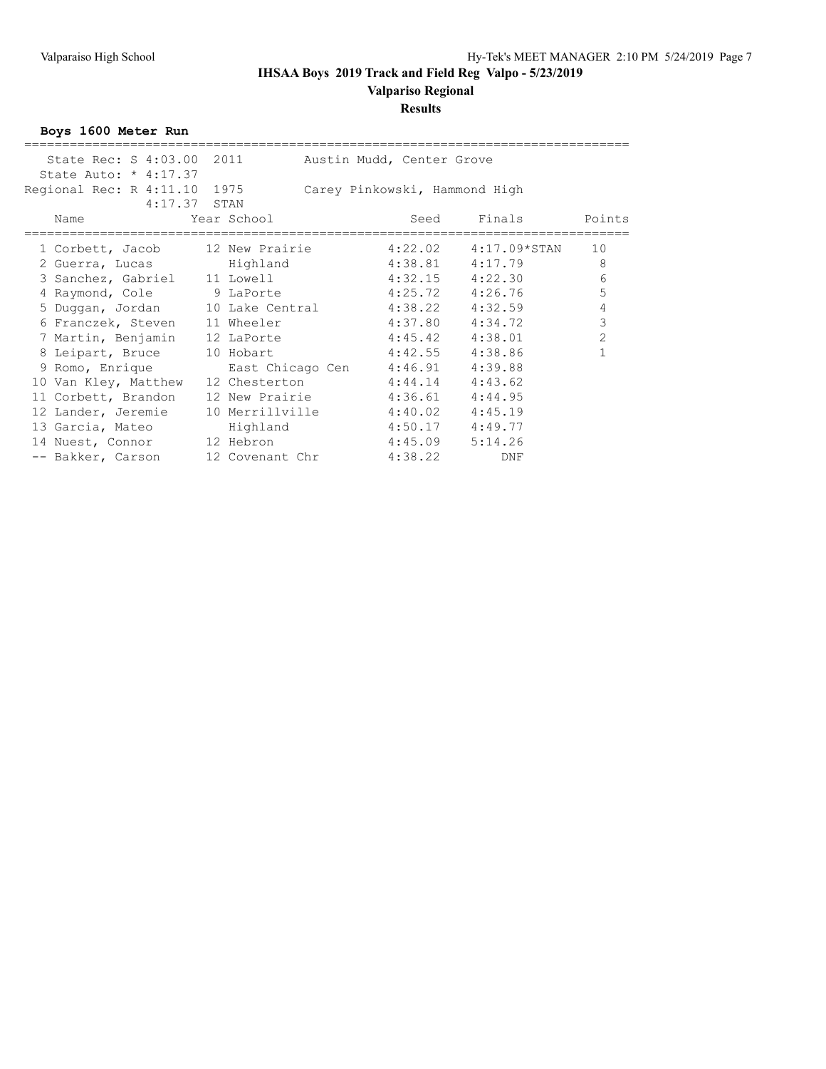# IHSAA Boys 2019 Track and Field Reg Valpo - 5/23/2019

## Valpariso Regional

### Results

**Boys 1600 Meter Run**

State Rec: S 4:03.00 2011 Austin Mudd, Center Grove
State Auto: * 4:17.37
Regional Rec: R 4:11.10 1975 Carey Pinkowski, Hammond High
4:17.37 STAN

| | Name | Year | School | Seed | Finals | Points |
|---|---|---|---|---|---|---|
| 1 | Corbett, Jacob | 12 | New Prairie | 4:22.02 | 4:17.09*STAN | 10 |
| 2 | Guerra, Lucas | | Highland | 4:38.81 | 4:17.79 | 8 |
| 3 | Sanchez, Gabriel | 11 | Lowell | 4:32.15 | 4:22.30 | 6 |
| 4 | Raymond, Cole | 9 | LaPorte | 4:25.72 | 4:26.76 | 5 |
| 5 | Duggan, Jordan | 10 | Lake Central | 4:38.22 | 4:32.59 | 4 |
| 6 | Franczek, Steven | 11 | Wheeler | 4:37.80 | 4:34.72 | 3 |
| 7 | Martin, Benjamin | 12 | LaPorte | 4:45.42 | 4:38.01 | 2 |
| 8 | Leipart, Bruce | 10 | Hobart | 4:42.55 | 4:38.86 | 1 |
| 9 | Romo, Enrique | | East Chicago Cen | 4:46.91 | 4:39.88 | |
| 10 | Van Kley, Matthew | 12 | Chesterton | 4:44.14 | 4:43.62 | |
| 11 | Corbett, Brandon | 12 | New Prairie | 4:36.61 | 4:44.95 | |
| 12 | Lander, Jeremie | 10 | Merrillville | 4:40.02 | 4:45.19 | |
| 13 | Garcia, Mateo | | Highland | 4:50.17 | 4:49.77 | |
| 14 | Nuest, Connor | 12 | Hebron | 4:45.09 | 5:14.26 | |
| -- | Bakker, Carson | 12 | Covenant Chr | 4:38.22 | DNF | |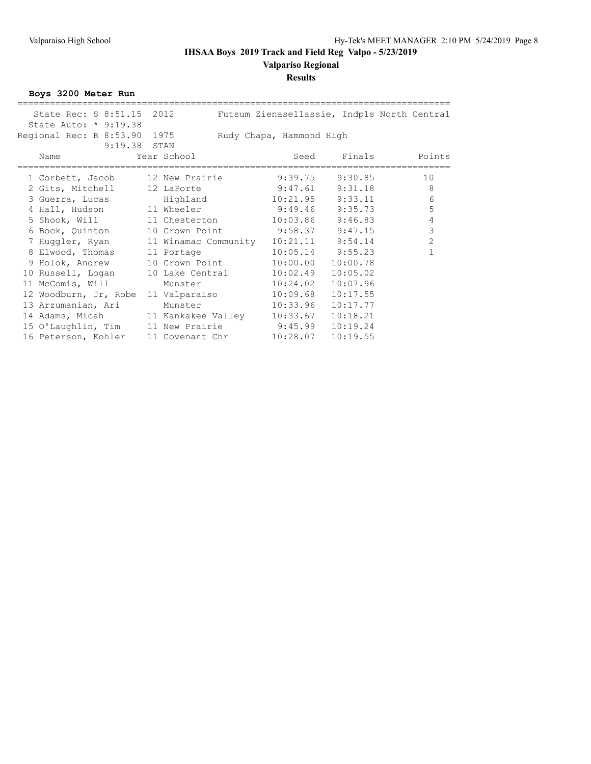# IHSAA Boys 2019 Track and Field Reg Valpo - 5/23/2019

## Valpariso Regional

### Results

**Boys 3200 Meter Run**

State Rec: S 8:51.15 2012 Futsum Zienasellassie, Indpls North Central
State Auto: * 9:19.38
Regional Rec: R 8:53.90 1975 Rudy Chapa, Hammond High
9:19.38 STAN

| | Name | Year | School | Seed | Finals | Points |
|---|---|---|---|---|---|---|
| 1 | Corbett, Jacob | 12 | New Prairie | 9:39.75 | 9:30.85 | 10 |
| 2 | Gits, Mitchell | 12 | LaPorte | 9:47.61 | 9:31.18 | 8 |
| 3 | Guerra, Lucas | | Highland | 10:21.95 | 9:33.11 | 6 |
| 4 | Hall, Hudson | 11 | Wheeler | 9:49.46 | 9:35.73 | 5 |
| 5 | Shook, Will | 11 | Chesterton | 10:03.86 | 9:46.83 | 4 |
| 6 | Bock, Quinton | 10 | Crown Point | 9:58.37 | 9:47.15 | 3 |
| 7 | Huggler, Ryan | 11 | Winamac Community | 10:21.11 | 9:54.14 | 2 |
| 8 | Elwood, Thomas | 11 | Portage | 10:05.14 | 9:55.23 | 1 |
| 9 | Holok, Andrew | 10 | Crown Point | 10:00.00 | 10:00.78 | |
| 10 | Russell, Logan | 10 | Lake Central | 10:02.49 | 10:05.02 | |
| 11 | McComis, Will | | Munster | 10:24.02 | 10:07.96 | |
| 12 | Woodburn, Jr, Robe | 11 | Valparaiso | 10:09.68 | 10:17.55 | |
| 13 | Arzumanian, Ari | | Munster | 10:33.96 | 10:17.77 | |
| 14 | Adams, Micah | 11 | Kankakee Valley | 10:33.67 | 10:18.21 | |
| 15 | O'Laughlin, Tim | 11 | New Prairie | 9:45.99 | 10:19.24 | |
| 16 | Peterson, Kohler | 11 | Covenant Chr | 10:28.07 | 10:19.55 | |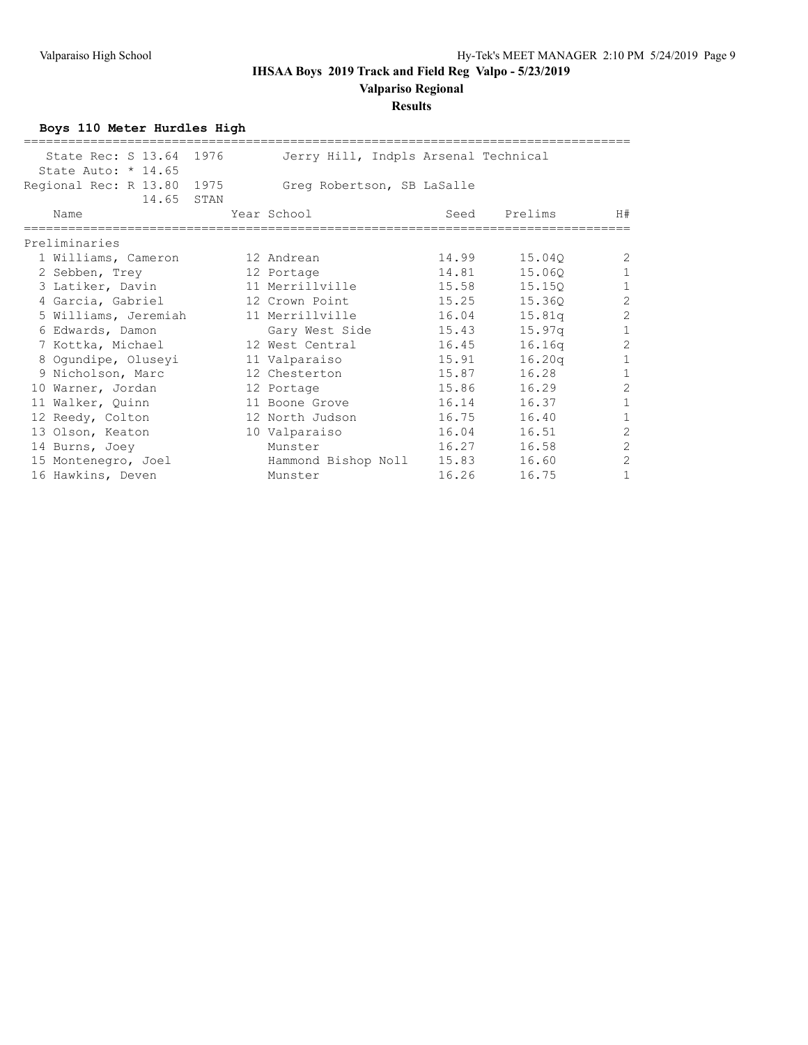# IHSAA Boys 2019 Track and Field Reg Valpo - 5/23/2019

## Valpariso Regional

### Results

**Boys 110 Meter Hurdles High**

State Rec: S 13.64 1976 Jerry Hill, Indpls Arsenal Technical
State Auto: * 14.65
Regional Rec: R 13.80 1975 Greg Robertson, SB LaSalle
14.65 STAN

**Preliminaries**

| | Name | Year | School | Seed | Prelims | H# |
|---|---|---|---|---|---|---|
| 1 | Williams, Cameron | 12 | Andrean | 14.99 | 15.04Q | 2 |
| 2 | Sebben, Trey | 12 | Portage | 14.81 | 15.06Q | 1 |
| 3 | Latiker, Davin | 11 | Merrillville | 15.58 | 15.15Q | 1 |
| 4 | Garcia, Gabriel | 12 | Crown Point | 15.25 | 15.36Q | 2 |
| 5 | Williams, Jeremiah | 11 | Merrillville | 16.04 | 15.81q | 2 |
| 6 | Edwards, Damon | | Gary West Side | 15.43 | 15.97q | 1 |
| 7 | Kottka, Michael | 12 | West Central | 16.45 | 16.16q | 2 |
| 8 | Ogundipe, Oluseyi | 11 | Valparaiso | 15.91 | 16.20q | 1 |
| 9 | Nicholson, Marc | 12 | Chesterton | 15.87 | 16.28 | 1 |
| 10 | Warner, Jordan | 12 | Portage | 15.86 | 16.29 | 2 |
| 11 | Walker, Quinn | 11 | Boone Grove | 16.14 | 16.37 | 1 |
| 12 | Reedy, Colton | 12 | North Judson | 16.75 | 16.40 | 1 |
| 13 | Olson, Keaton | 10 | Valparaiso | 16.04 | 16.51 | 2 |
| 14 | Burns, Joey | | Munster | 16.27 | 16.58 | 2 |
| 15 | Montenegro, Joel | | Hammond Bishop Noll | 15.83 | 16.60 | 2 |
| 16 | Hawkins, Deven | | Munster | 16.26 | 16.75 | 1 |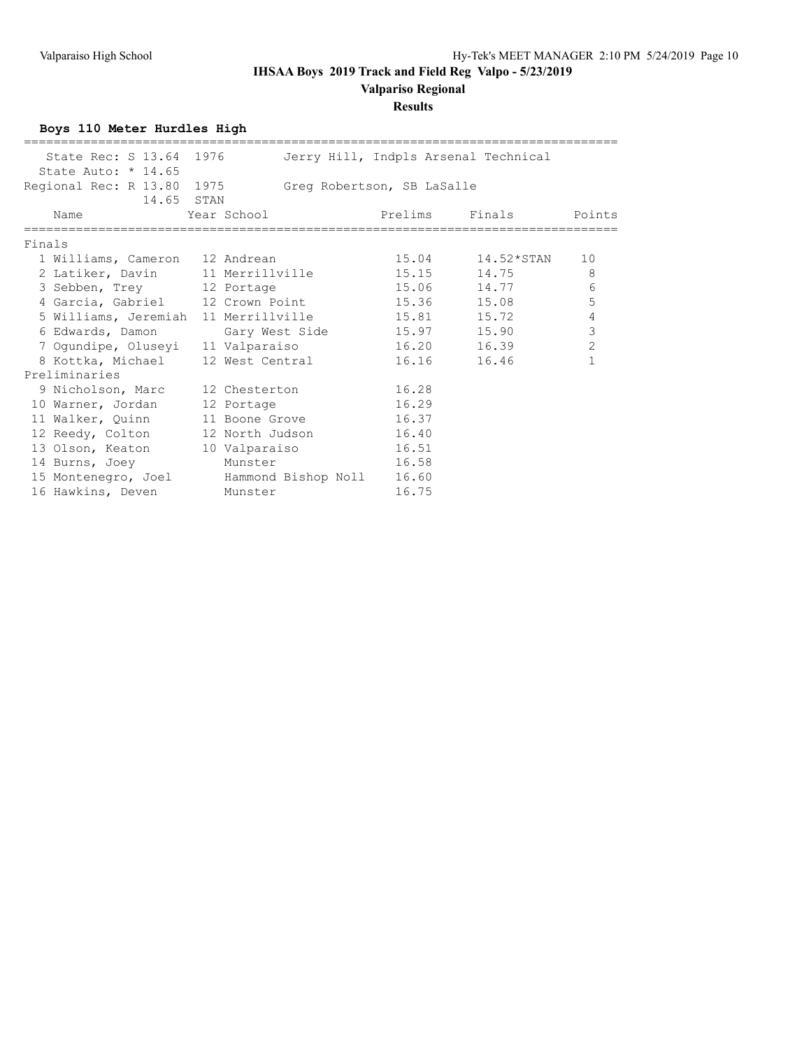# IHSAA Boys 2019 Track and Field Reg Valpo - 5/23/2019

## Valpariso Regional

### Results

**Boys 110 Meter Hurdles High**

State Rec: S 13.64 1976 Jerry Hill, Indpls Arsenal Technical
State Auto: * 14.65
Regional Rec: R 13.80 1975 Greg Robertson, SB LaSalle
14.65 STAN

| | Name | Year | School | Prelims | Finals | Points |
|---|---|---|---|---|---|---|
| **Finals** | | | | | | |
| 1 | Williams, Cameron | 12 | Andrean | 15.04 | 14.52*STAN | 10 |
| 2 | Latiker, Davin | 11 | Merrillville | 15.15 | 14.75 | 8 |
| 3 | Sebben, Trey | 12 | Portage | 15.06 | 14.77 | 6 |
| 4 | Garcia, Gabriel | 12 | Crown Point | 15.36 | 15.08 | 5 |
| 5 | Williams, Jeremiah | 11 | Merrillville | 15.81 | 15.72 | 4 |
| 6 | Edwards, Damon | | Gary West Side | 15.97 | 15.90 | 3 |
| 7 | Ogundipe, Oluseyi | 11 | Valparaiso | 16.20 | 16.39 | 2 |
| 8 | Kottka, Michael | 12 | West Central | 16.16 | 16.46 | 1 |
| **Preliminaries** | | | | | | |
| 9 | Nicholson, Marc | 12 | Chesterton | 16.28 | | |
| 10 | Warner, Jordan | 12 | Portage | 16.29 | | |
| 11 | Walker, Quinn | 11 | Boone Grove | 16.37 | | |
| 12 | Reedy, Colton | 12 | North Judson | 16.40 | | |
| 13 | Olson, Keaton | 10 | Valparaiso | 16.51 | | |
| 14 | Burns, Joey | | Munster | 16.58 | | |
| 15 | Montenegro, Joel | | Hammond Bishop Noll | 16.60 | | |
| 16 | Hawkins, Deven | | Munster | 16.75 | | |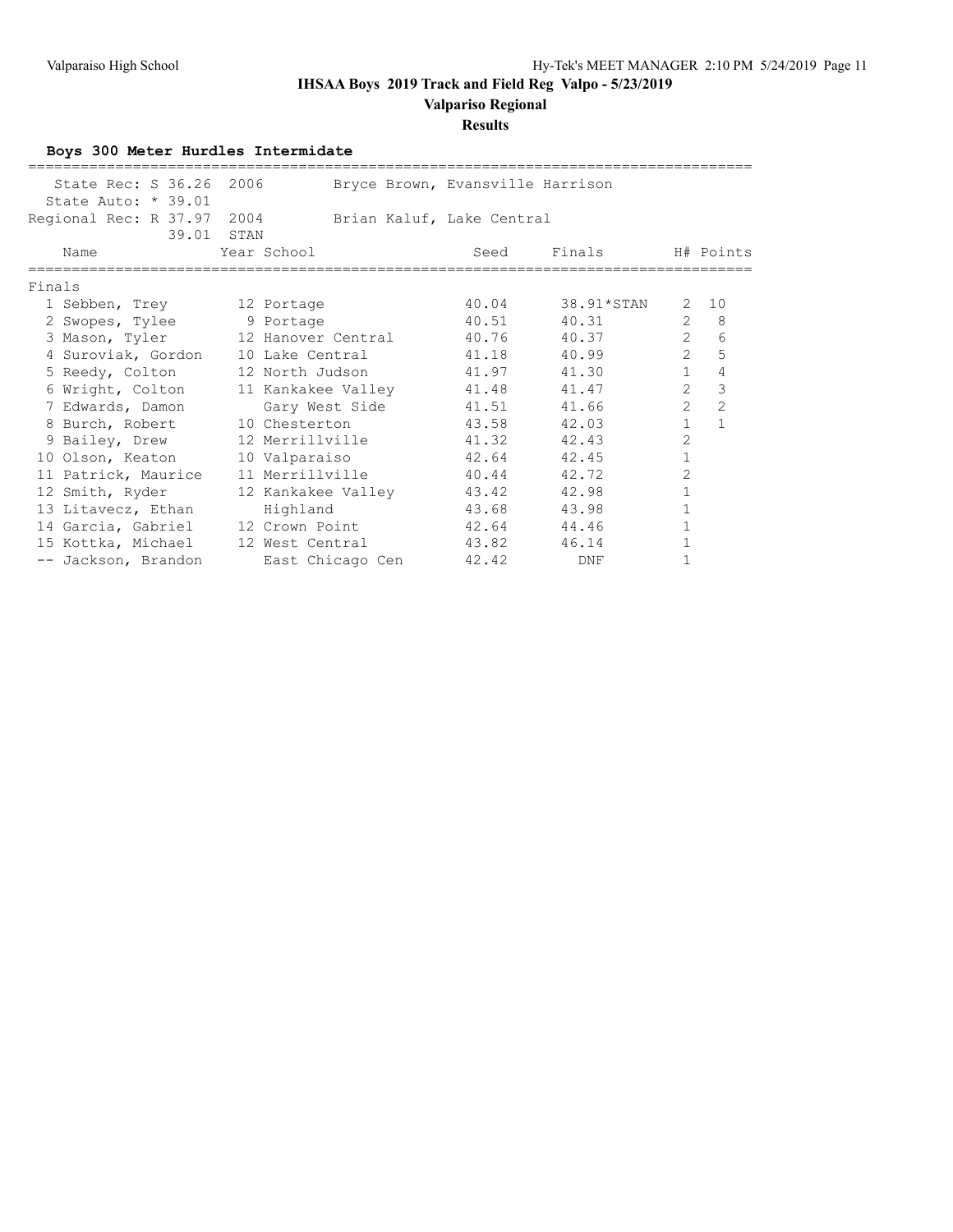# IHSAA Boys 2019 Track and Field Reg Valpo - 5/23/2019

## Valparaiso Regional

### Results

**Boys 300 Meter Hurdles Intermidate**

State Rec: S 36.26 2006 Bryce Brown, Evansville Harrison
State Auto: * 39.01
Regional Rec: R 37.97 2004 Brian Kaluf, Lake Central
39.01 STAN

Finals

| Place | Name | Year | School | Seed | Finals | H# | Points |
|---|---|---|---|---|---|---|---|
| 1 | Sebben, Trey | 12 | Portage | 40.04 | 38.91*STAN | 2 | 10 |
| 2 | Swopes, Tylee | 9 | Portage | 40.51 | 40.31 | 2 | 8 |
| 3 | Mason, Tyler | 12 | Hanover Central | 40.76 | 40.37 | 2 | 6 |
| 4 | Suroviak, Gordon | 10 | Lake Central | 41.18 | 40.99 | 2 | 5 |
| 5 | Reedy, Colton | 12 | North Judson | 41.97 | 41.30 | 1 | 4 |
| 6 | Wright, Colton | 11 | Kankakee Valley | 41.48 | 41.47 | 2 | 3 |
| 7 | Edwards, Damon | | Gary West Side | 41.51 | 41.66 | 2 | 2 |
| 8 | Burch, Robert | 10 | Chesterton | 43.58 | 42.03 | 1 | 1 |
| 9 | Bailey, Drew | 12 | Merrillville | 41.32 | 42.43 | 2 | |
| 10 | Olson, Keaton | 10 | Valparaiso | 42.64 | 42.45 | 1 | |
| 11 | Patrick, Maurice | 11 | Merrillville | 40.44 | 42.72 | 2 | |
| 12 | Smith, Ryder | 12 | Kankakee Valley | 43.42 | 42.98 | 1 | |
| 13 | Litavecz, Ethan | | Highland | 43.68 | 43.98 | 1 | |
| 14 | Garcia, Gabriel | 12 | Crown Point | 42.64 | 44.46 | 1 | |
| 15 | Kottka, Michael | 12 | West Central | 43.82 | 46.14 | 1 | |
| -- | Jackson, Brandon | | East Chicago Cen | 42.42 | DNF | 1 | |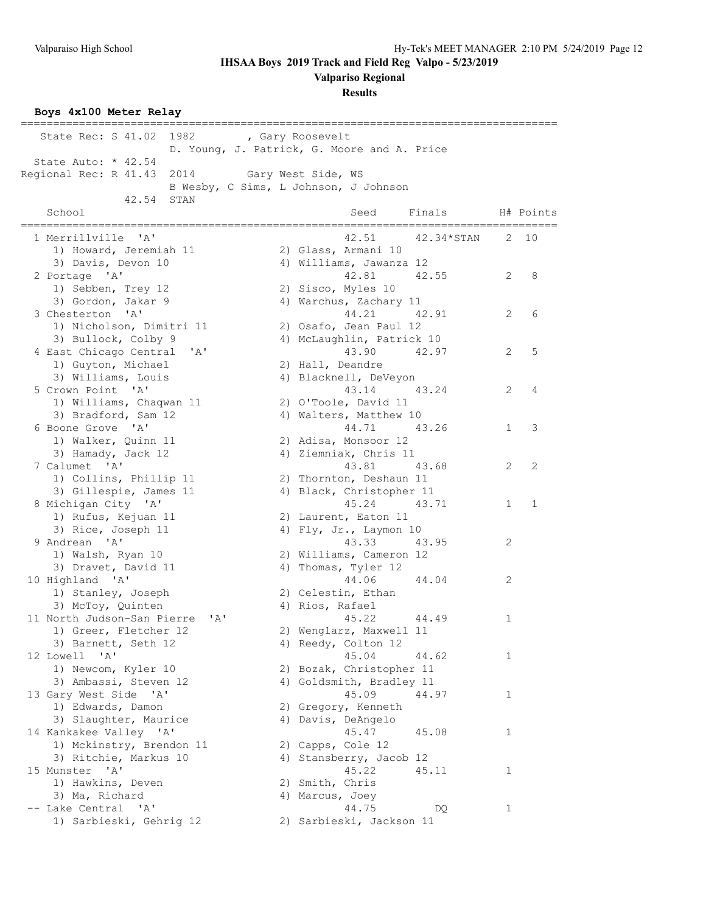# IHSAA Boys 2019 Track and Field Reg Valpo - 5/23/2019

## Valparaiso Regional

### Results

**Boys 4x100 Meter Relay**

State Rec: S 41.02 1982 , Gary Roosevelt
D. Young, J. Patrick, G. Moore and A. Price

State Auto: * 42.54

Regional Rec: R 41.43 2014 Gary West Side, WS
B Wesby, C Sims, L Johnson, J Johnson

42.54 STAN

| Place | School | Seed | Finals | H# | Points |
|---|---|---|---|---|---|
| 1 | Merrillville 'A' | 42.51 | 42.34*STAN | 2 | 10 |
| | 1) Howard, Jeremiah 11; 2) Glass, Armani 10; 3) Davis, Devon 10; 4) Williams, Jawanza 12 | | | | |
| 2 | Portage 'A' | 42.81 | 42.55 | 2 | 8 |
| | 1) Sebben, Trey 12; 2) Sisco, Myles 10; 3) Gordon, Jakar 9; 4) Warchus, Zachary 11 | | | | |
| 3 | Chesterton 'A' | 44.21 | 42.91 | 2 | 6 |
| | 1) Nicholson, Dimitri 11; 2) Osafo, Jean Paul 12; 3) Bullock, Colby 9; 4) McLaughlin, Patrick 10 | | | | |
| 4 | East Chicago Central 'A' | 43.90 | 42.97 | 2 | 5 |
| | 1) Guyton, Michael; 2) Hall, Deandre; 3) Williams, Louis; 4) Blacknell, DeVeyon | | | | |
| 5 | Crown Point 'A' | 43.14 | 43.24 | 2 | 4 |
| | 1) Williams, Chaqwan 11; 2) O'Toole, David 11; 3) Bradford, Sam 12; 4) Walters, Matthew 10 | | | | |
| 6 | Boone Grove 'A' | 44.71 | 43.26 | 1 | 3 |
| | 1) Walker, Quinn 11; 2) Adisa, Monsoor 12; 3) Hamady, Jack 12; 4) Ziemniak, Chris 11 | | | | |
| 7 | Calumet 'A' | 43.81 | 43.68 | 2 | 2 |
| | 1) Collins, Phillip 11; 2) Thornton, Deshaun 11; 3) Gillespie, James 11; 4) Black, Christopher 11 | | | | |
| 8 | Michigan City 'A' | 45.24 | 43.71 | 1 | 1 |
| | 1) Rufus, Kejuan 11; 2) Laurent, Eaton 11; 3) Rice, Joseph 11; 4) Fly, Jr., Laymon 10 | | | | |
| 9 | Andrean 'A' | 43.33 | 43.95 | 2 | |
| | 1) Walsh, Ryan 10; 2) Williams, Cameron 12; 3) Dravet, David 11; 4) Thomas, Tyler 12 | | | | |
| 10 | Highland 'A' | 44.06 | 44.04 | 2 | |
| | 1) Stanley, Joseph; 2) Celestin, Ethan; 3) McToy, Quinten; 4) Rios, Rafael | | | | |
| 11 | North Judson-San Pierre 'A' | 45.22 | 44.49 | 1 | |
| | 1) Greer, Fletcher 12; 2) Wenglarz, Maxwell 11; 3) Barnett, Seth 12; 4) Reedy, Colton 12 | | | | |
| 12 | Lowell 'A' | 45.04 | 44.62 | 1 | |
| | 1) Newcom, Kyler 10; 2) Bozak, Christopher 11; 3) Ambassi, Steven 12; 4) Goldsmith, Bradley 11 | | | | |
| 13 | Gary West Side 'A' | 45.09 | 44.97 | 1 | |
| | 1) Edwards, Damon; 2) Gregory, Kenneth; 3) Slaughter, Maurice; 4) Davis, DeAngelo | | | | |
| 14 | Kankakee Valley 'A' | 45.47 | 45.08 | 1 | |
| | 1) Mckinstry, Brendon 11; 2) Capps, Cole 12; 3) Ritchie, Markus 10; 4) Stansberry, Jacob 12 | | | | |
| 15 | Munster 'A' | 45.22 | 45.11 | 1 | |
| | 1) Hawkins, Deven; 2) Smith, Chris; 3) Ma, Richard; 4) Marcus, Joey | | | | |
| -- | Lake Central 'A' | 44.75 | DQ | 1 | |
| | 1) Sarbieski, Gehrig 12; 2) Sarbieski, Jackson 11 | | | | |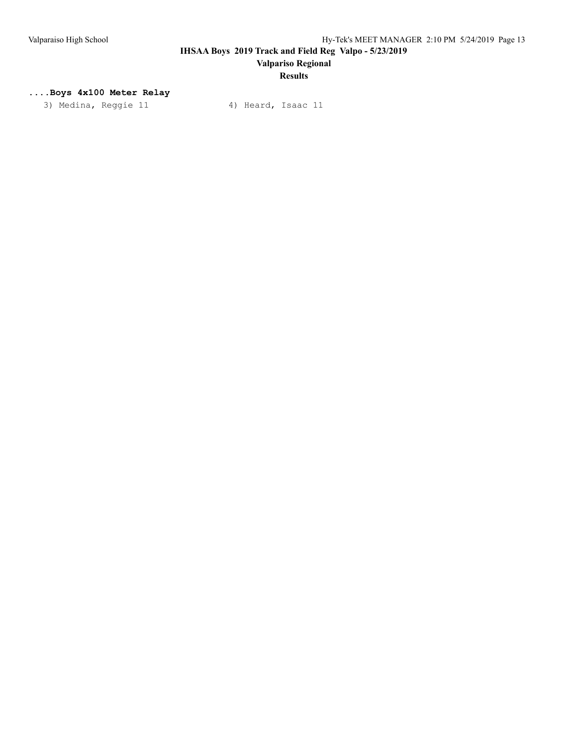**....Boys 4x100 Meter Relay**

3) Medina, Reggie 11    4) Heard, Isaac 11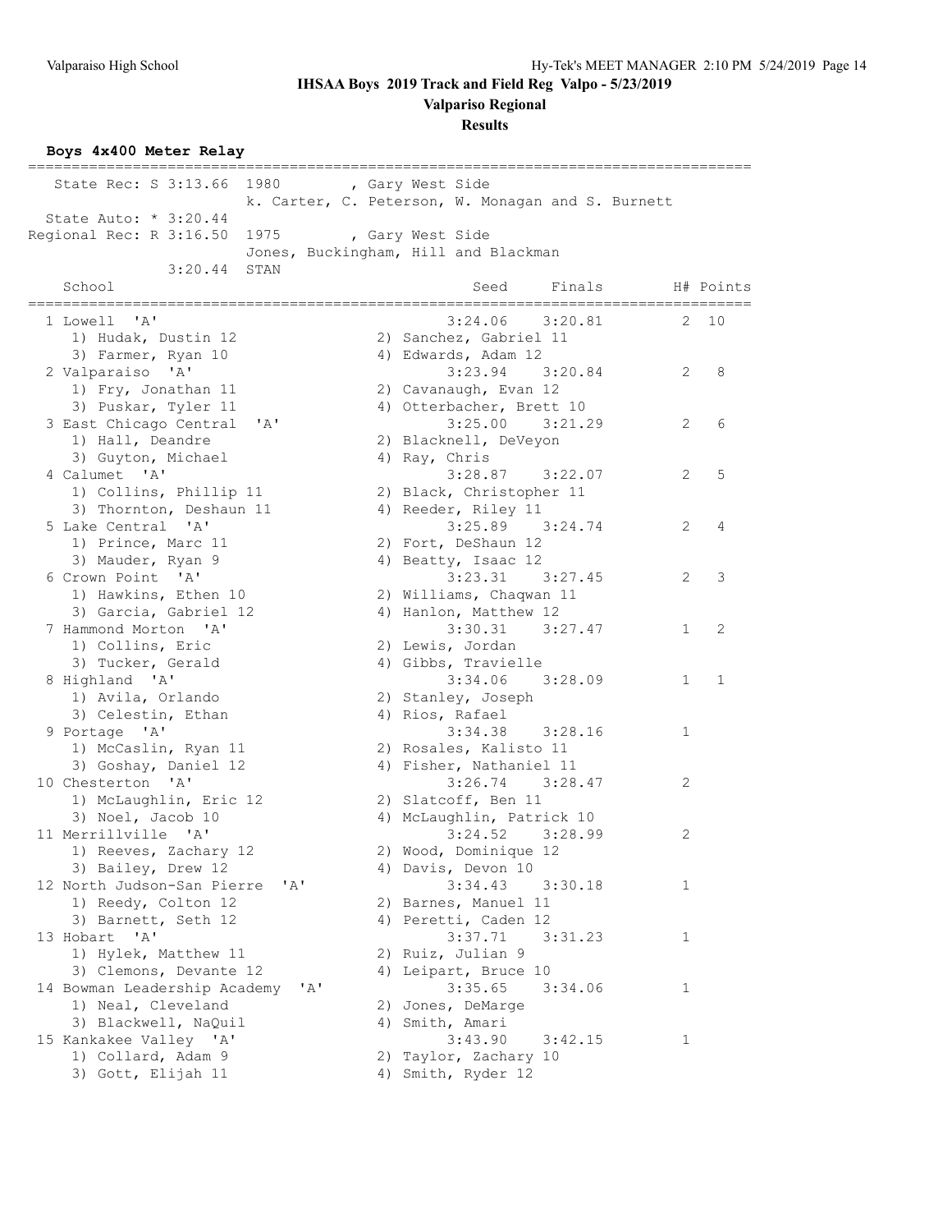# IHSAA Boys 2019 Track and Field Reg Valpo - 5/23/2019

## Valparaiso Regional

### Results

**Boys 4x400 Meter Relay**

State Rec: S 3:13.66 1980 , Gary West Side
k. Carter, C. Peterson, W. Monagan and S. Burnett
State Auto: * 3:20.44
Regional Rec: R 3:16.50 1975 , Gary West Side
Jones, Buckingham, Hill and Blackman
3:20.44 STAN

| Place | School | Seed | Finals | H# | Points |
|---|---|---|---|---|---|
| 1 | Lowell 'A' | 3:24.06 | 3:20.81 | 2 | 10 |
| | 1) Hudak, Dustin 12; 2) Sanchez, Gabriel 11; 3) Farmer, Ryan 10; 4) Edwards, Adam 12 | | | | |
| 2 | Valparaiso 'A' | 3:23.94 | 3:20.84 | 2 | 8 |
| | 1) Fry, Jonathan 11; 2) Cavanaugh, Evan 12; 3) Puskar, Tyler 11; 4) Otterbacher, Brett 10 | | | | |
| 3 | East Chicago Central 'A' | 3:25.00 | 3:21.29 | 2 | 6 |
| | 1) Hall, Deandre; 2) Blacknell, DeVeyon; 3) Guyton, Michael; 4) Ray, Chris | | | | |
| 4 | Calumet 'A' | 3:28.87 | 3:22.07 | 2 | 5 |
| | 1) Collins, Phillip 11; 2) Black, Christopher 11; 3) Thornton, Deshaun 11; 4) Reeder, Riley 11 | | | | |
| 5 | Lake Central 'A' | 3:25.89 | 3:24.74 | 2 | 4 |
| | 1) Prince, Marc 11; 2) Fort, DeShaun 12; 3) Mauder, Ryan 9; 4) Beatty, Isaac 12 | | | | |
| 6 | Crown Point 'A' | 3:23.31 | 3:27.45 | 2 | 3 |
| | 1) Hawkins, Ethen 10; 2) Williams, Chaqwan 11; 3) Garcia, Gabriel 12; 4) Hanlon, Matthew 12 | | | | |
| 7 | Hammond Morton 'A' | 3:30.31 | 3:27.47 | 1 | 2 |
| | 1) Collins, Eric; 2) Lewis, Jordan; 3) Tucker, Gerald; 4) Gibbs, Travielle | | | | |
| 8 | Highland 'A' | 3:34.06 | 3:28.09 | 1 | 1 |
| | 1) Avila, Orlando; 2) Stanley, Joseph; 3) Celestin, Ethan; 4) Rios, Rafael | | | | |
| 9 | Portage 'A' | 3:34.38 | 3:28.16 | 1 | |
| | 1) McCaslin, Ryan 11; 2) Rosales, Kalisto 11; 3) Goshay, Daniel 12; 4) Fisher, Nathaniel 11 | | | | |
| 10 | Chesterton 'A' | 3:26.74 | 3:28.47 | 2 | |
| | 1) McLaughlin, Eric 12; 2) Slatcoff, Ben 11; 3) Noel, Jacob 10; 4) McLaughlin, Patrick 10 | | | | |
| 11 | Merrillville 'A' | 3:24.52 | 3:28.99 | 2 | |
| | 1) Reeves, Zachary 12; 2) Wood, Dominique 12; 3) Bailey, Drew 12; 4) Davis, Devon 10 | | | | |
| 12 | North Judson-San Pierre 'A' | 3:34.43 | 3:30.18 | 1 | |
| | 1) Reedy, Colton 12; 2) Barnes, Manuel 11; 3) Barnett, Seth 12; 4) Peretti, Caden 12 | | | | |
| 13 | Hobart 'A' | 3:37.71 | 3:31.23 | 1 | |
| | 1) Hylek, Matthew 11; 2) Ruiz, Julian 9; 3) Clemons, Devante 12; 4) Leipart, Bruce 10 | | | | |
| 14 | Bowman Leadership Academy 'A' | 3:35.65 | 3:34.06 | 1 | |
| | 1) Neal, Cleveland; 2) Jones, DeMarge; 3) Blackwell, NaQuil; 4) Smith, Amari | | | | |
| 15 | Kankakee Valley 'A' | 3:43.90 | 3:42.15 | 1 | |
| | 1) Collard, Adam 9; 2) Taylor, Zachary 10; 3) Gott, Elijah 11; 4) Smith, Ryder 12 | | | | |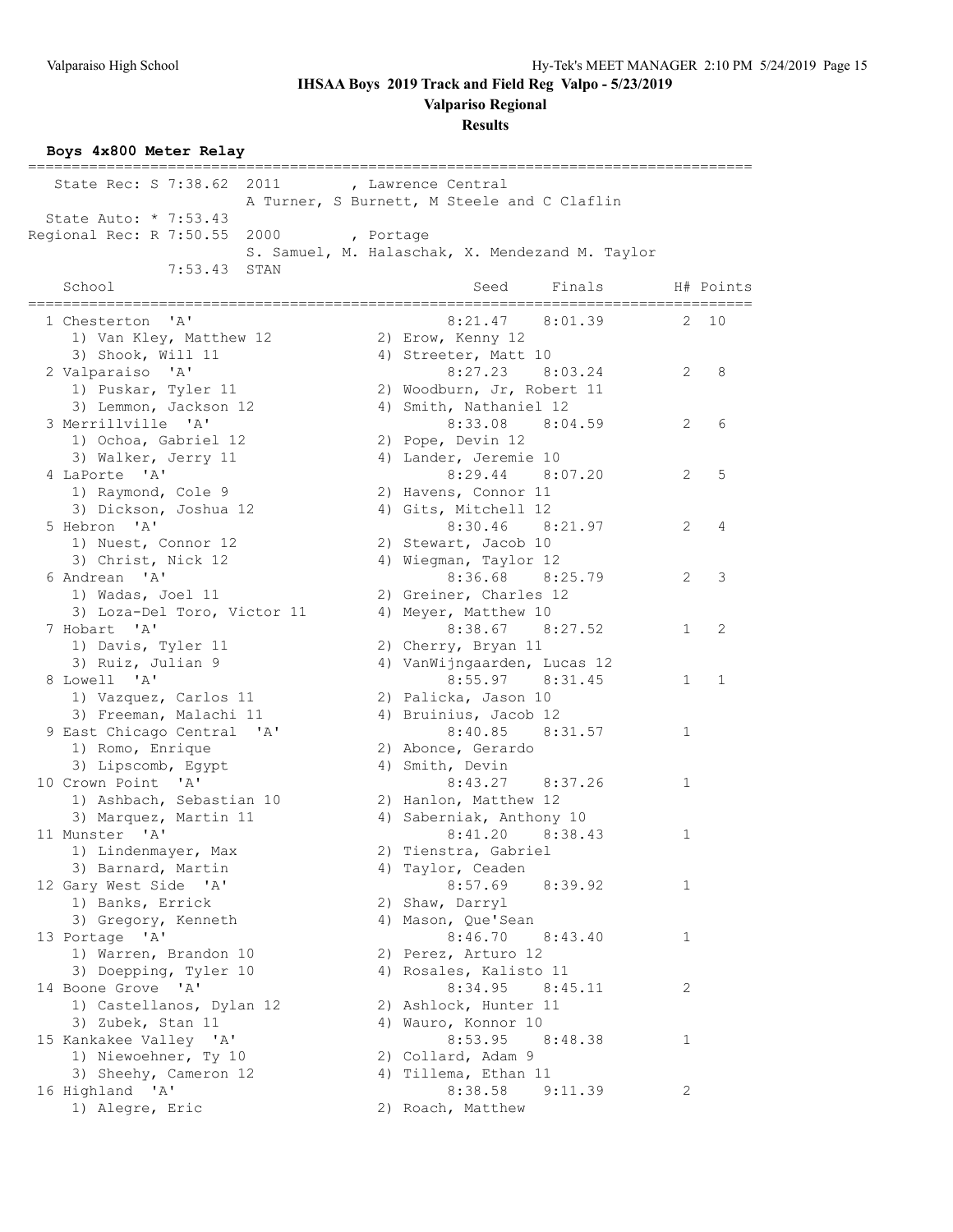**IHSAA Boys 2019 Track and Field Reg Valpo - 5/23/2019**

**Valparaiso Regional**

**Results**

### Boys 4x800 Meter Relay

State Rec: S 7:38.62 2011 , Lawrence Central
A Turner, S Burnett, M Steele and C Claflin

State Auto: * 7:53.43

Regional Rec: R 7:50.55 2000 , Portage
S. Samuel, M. Halaschak, X. Mendezand M. Taylor

7:53.43 STAN

| | School | Seed | Finals | H# | Points |
|---|---|---|---|---|---|
| 1 | Chesterton 'A' | 8:21.47 | 8:01.39 | 2 | 10 |
| | 1) Van Kley, Matthew 12; 2) Erow, Kenny 12; 3) Shook, Will 11; 4) Streeter, Matt 10 | | | | |
| 2 | Valparaiso 'A' | 8:27.23 | 8:03.24 | 2 | 8 |
| | 1) Puskar, Tyler 11; 2) Woodburn, Jr, Robert 11; 3) Lemmon, Jackson 12; 4) Smith, Nathaniel 12 | | | | |
| 3 | Merrillville 'A' | 8:33.08 | 8:04.59 | 2 | 6 |
| | 1) Ochoa, Gabriel 12; 2) Pope, Devin 12; 3) Walker, Jerry 11; 4) Lander, Jeremie 10 | | | | |
| 4 | LaPorte 'A' | 8:29.44 | 8:07.20 | 2 | 5 |
| | 1) Raymond, Cole 9; 2) Havens, Connor 11; 3) Dickson, Joshua 12; 4) Gits, Mitchell 12 | | | | |
| 5 | Hebron 'A' | 8:30.46 | 8:21.97 | 2 | 4 |
| | 1) Nuest, Connor 12; 2) Stewart, Jacob 10; 3) Christ, Nick 12; 4) Wiegman, Taylor 12 | | | | |
| 6 | Andrean 'A' | 8:36.68 | 8:25.79 | 2 | 3 |
| | 1) Wadas, Joel 11; 2) Greiner, Charles 12; 3) Loza-Del Toro, Victor 11; 4) Meyer, Matthew 10 | | | | |
| 7 | Hobart 'A' | 8:38.67 | 8:27.52 | 1 | 2 |
| | 1) Davis, Tyler 11; 2) Cherry, Bryan 11; 3) Ruiz, Julian 9; 4) VanWijngaarden, Lucas 12 | | | | |
| 8 | Lowell 'A' | 8:55.97 | 8:31.45 | 1 | 1 |
| | 1) Vazquez, Carlos 11; 2) Palicka, Jason 10; 3) Freeman, Malachi 11; 4) Bruinius, Jacob 12 | | | | |
| 9 | East Chicago Central 'A' | 8:40.85 | 8:31.57 | 1 | |
| | 1) Romo, Enrique; 2) Abonce, Gerardo; 3) Lipscomb, Egypt; 4) Smith, Devin | | | | |
| 10 | Crown Point 'A' | 8:43.27 | 8:37.26 | 1 | |
| | 1) Ashbach, Sebastian 10; 2) Hanlon, Matthew 12; 3) Marquez, Martin 11; 4) Saberniak, Anthony 10 | | | | |
| 11 | Munster 'A' | 8:41.20 | 8:38.43 | 1 | |
| | 1) Lindenmayer, Max; 2) Tienstra, Gabriel; 3) Barnard, Martin; 4) Taylor, Ceaden | | | | |
| 12 | Gary West Side 'A' | 8:57.69 | 8:39.92 | 1 | |
| | 1) Banks, Errick; 2) Shaw, Darryl; 3) Gregory, Kenneth; 4) Mason, Que'Sean | | | | |
| 13 | Portage 'A' | 8:46.70 | 8:43.40 | 1 | |
| | 1) Warren, Brandon 10; 2) Perez, Arturo 12; 3) Doepping, Tyler 10; 4) Rosales, Kalisto 11 | | | | |
| 14 | Boone Grove 'A' | 8:34.95 | 8:45.11 | 2 | |
| | 1) Castellanos, Dylan 12; 2) Ashlock, Hunter 11; 3) Zubek, Stan 11; 4) Wauro, Konnor 10 | | | | |
| 15 | Kankakee Valley 'A' | 8:53.95 | 8:48.38 | 1 | |
| | 1) Niewoehner, Ty 10; 2) Collard, Adam 9; 3) Sheehy, Cameron 12; 4) Tillema, Ethan 11 | | | | |
| 16 | Highland 'A' | 8:38.58 | 9:11.39 | 2 | |
| | 1) Alegre, Eric; 2) Roach, Matthew | | | | |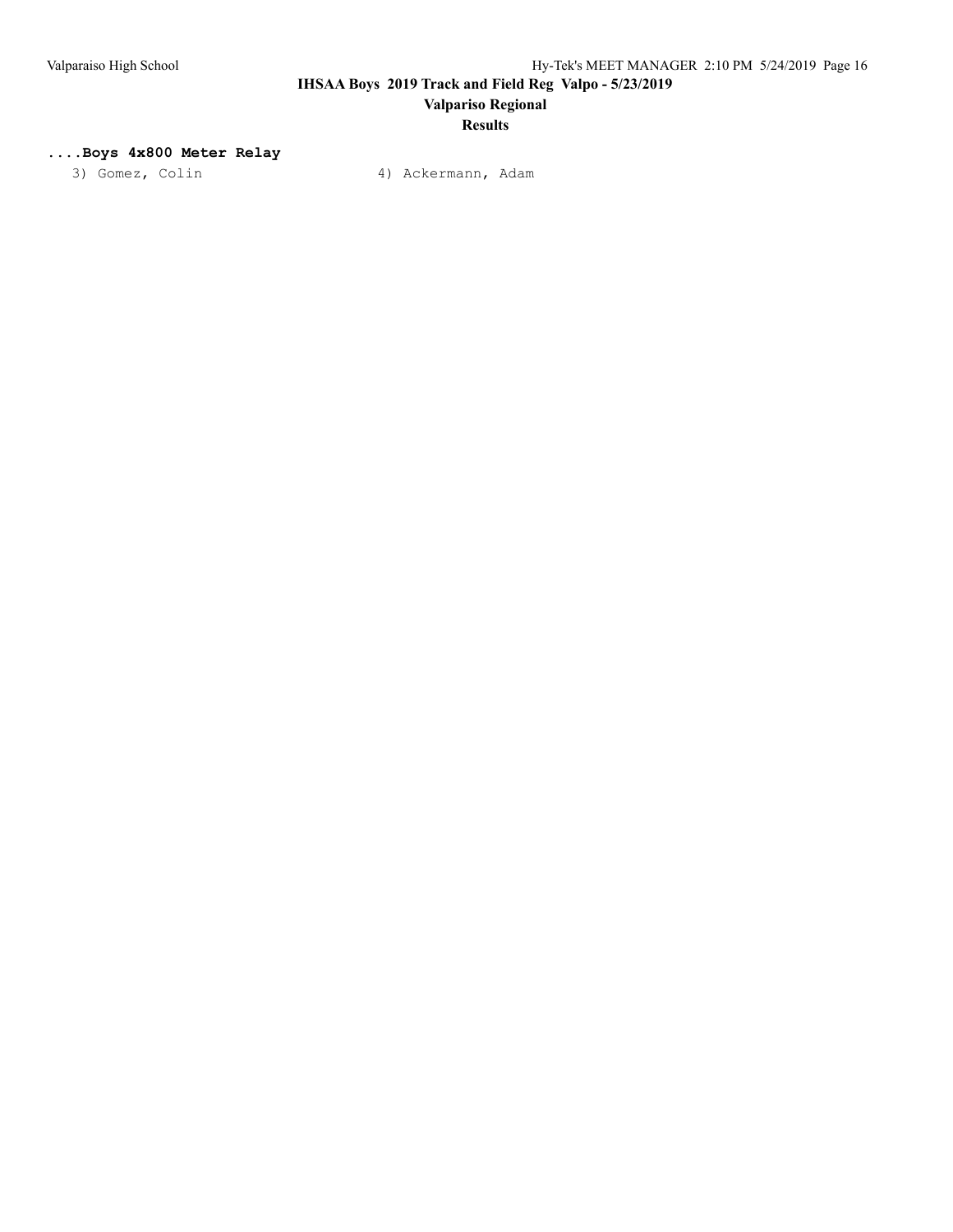**....Boys 4x800 Meter Relay**

3) Gomez, Colin 4) Ackermann, Adam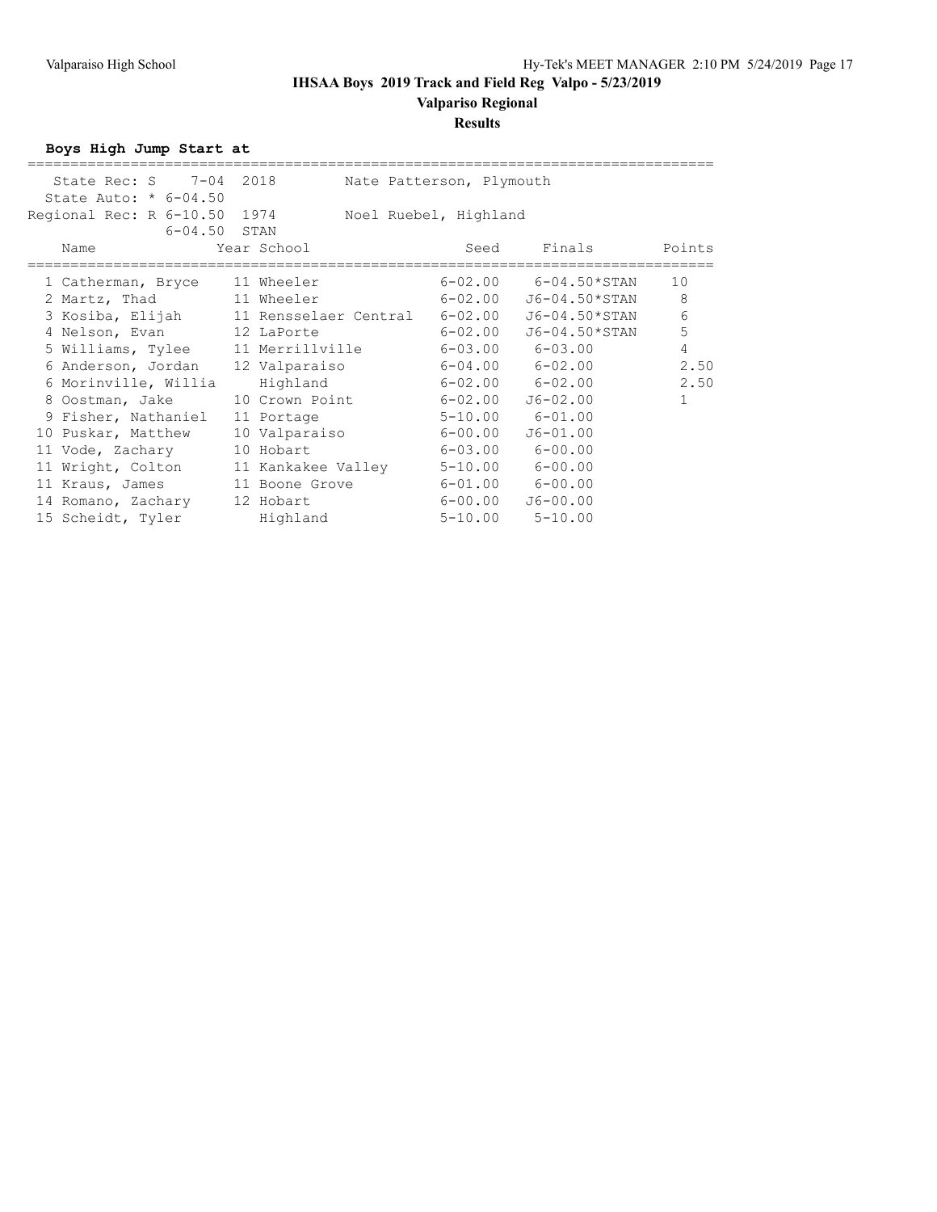# IHSAA Boys 2019 Track and Field Reg Valpo - 5/23/2019

## Valparaiso Regional

### Results

**Boys High Jump Start at**

State Rec: S 7-04 2018 Nate Patterson, Plymouth
State Auto: * 6-04.50
Regional Rec: R 6-10.50 1974 Noel Ruebel, Highland
6-04.50 STAN

| | Name | Year | School | Seed | Finals | Points |
|---|---|---|---|---|---|---|
| 1 | Catherman, Bryce | 11 | Wheeler | 6-02.00 | 6-04.50*STAN | 10 |
| 2 | Martz, Thad | 11 | Wheeler | 6-02.00 | J6-04.50*STAN | 8 |
| 3 | Kosiba, Elijah | 11 | Rensselaer Central | 6-02.00 | J6-04.50*STAN | 6 |
| 4 | Nelson, Evan | 12 | LaPorte | 6-02.00 | J6-04.50*STAN | 5 |
| 5 | Williams, Tylee | 11 | Merrillville | 6-03.00 | 6-03.00 | 4 |
| 6 | Anderson, Jordan | 12 | Valparaiso | 6-04.00 | 6-02.00 | 2.50 |
| 6 | Morinville, Willia | | Highland | 6-02.00 | 6-02.00 | 2.50 |
| 8 | Oostman, Jake | 10 | Crown Point | 6-02.00 | J6-02.00 | 1 |
| 9 | Fisher, Nathaniel | 11 | Portage | 5-10.00 | 6-01.00 | |
| 10 | Puskar, Matthew | 10 | Valparaiso | 6-00.00 | J6-01.00 | |
| 11 | Vode, Zachary | 10 | Hobart | 6-03.00 | 6-00.00 | |
| 11 | Wright, Colton | 11 | Kankakee Valley | 5-10.00 | 6-00.00 | |
| 11 | Kraus, James | 11 | Boone Grove | 6-01.00 | 6-00.00 | |
| 14 | Romano, Zachary | 12 | Hobart | 6-00.00 | J6-00.00 | |
| 15 | Scheidt, Tyler | | Highland | 5-10.00 | 5-10.00 | |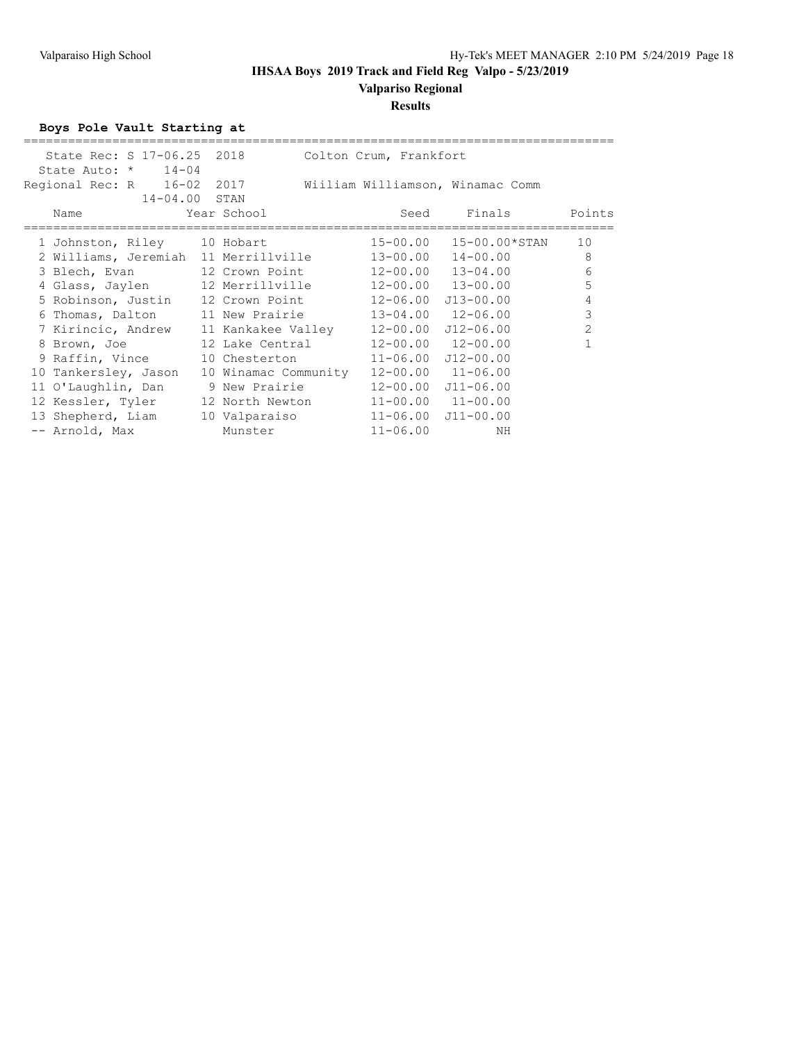# IHSAA Boys 2019 Track and Field Reg Valpo - 5/23/2019

## Valpariso Regional

### Results

**Boys Pole Vault Starting at**

State Rec: S 17-06.25 2018 Colton Crum, Frankfort
State Auto: * 14-04
Regional Rec: R 16-02 2017 Wiiliam Williamson, Winamac Comm
14-04.00 STAN

| | Name | Year | School | Seed | Finals | Points |
|---|---|---|---|---|---|---|
| 1 | Johnston, Riley | 10 | Hobart | 15-00.00 | 15-00.00*STAN | 10 |
| 2 | Williams, Jeremiah | 11 | Merrillville | 13-00.00 | 14-00.00 | 8 |
| 3 | Blech, Evan | 12 | Crown Point | 12-00.00 | 13-04.00 | 6 |
| 4 | Glass, Jaylen | 12 | Merrillville | 12-00.00 | 13-00.00 | 5 |
| 5 | Robinson, Justin | 12 | Crown Point | 12-06.00 | J13-00.00 | 4 |
| 6 | Thomas, Dalton | 11 | New Prairie | 13-04.00 | 12-06.00 | 3 |
| 7 | Kirincic, Andrew | 11 | Kankakee Valley | 12-00.00 | J12-06.00 | 2 |
| 8 | Brown, Joe | 12 | Lake Central | 12-00.00 | 12-00.00 | 1 |
| 9 | Raffin, Vince | 10 | Chesterton | 11-06.00 | J12-00.00 | |
| 10 | Tankersley, Jason | 10 | Winamac Community | 12-00.00 | 11-06.00 | |
| 11 | O'Laughlin, Dan | 9 | New Prairie | 12-00.00 | J11-06.00 | |
| 12 | Kessler, Tyler | 12 | North Newton | 11-00.00 | 11-00.00 | |
| 13 | Shepherd, Liam | 10 | Valparaiso | 11-06.00 | J11-00.00 | |
| -- | Arnold, Max | | Munster | 11-06.00 | NH | |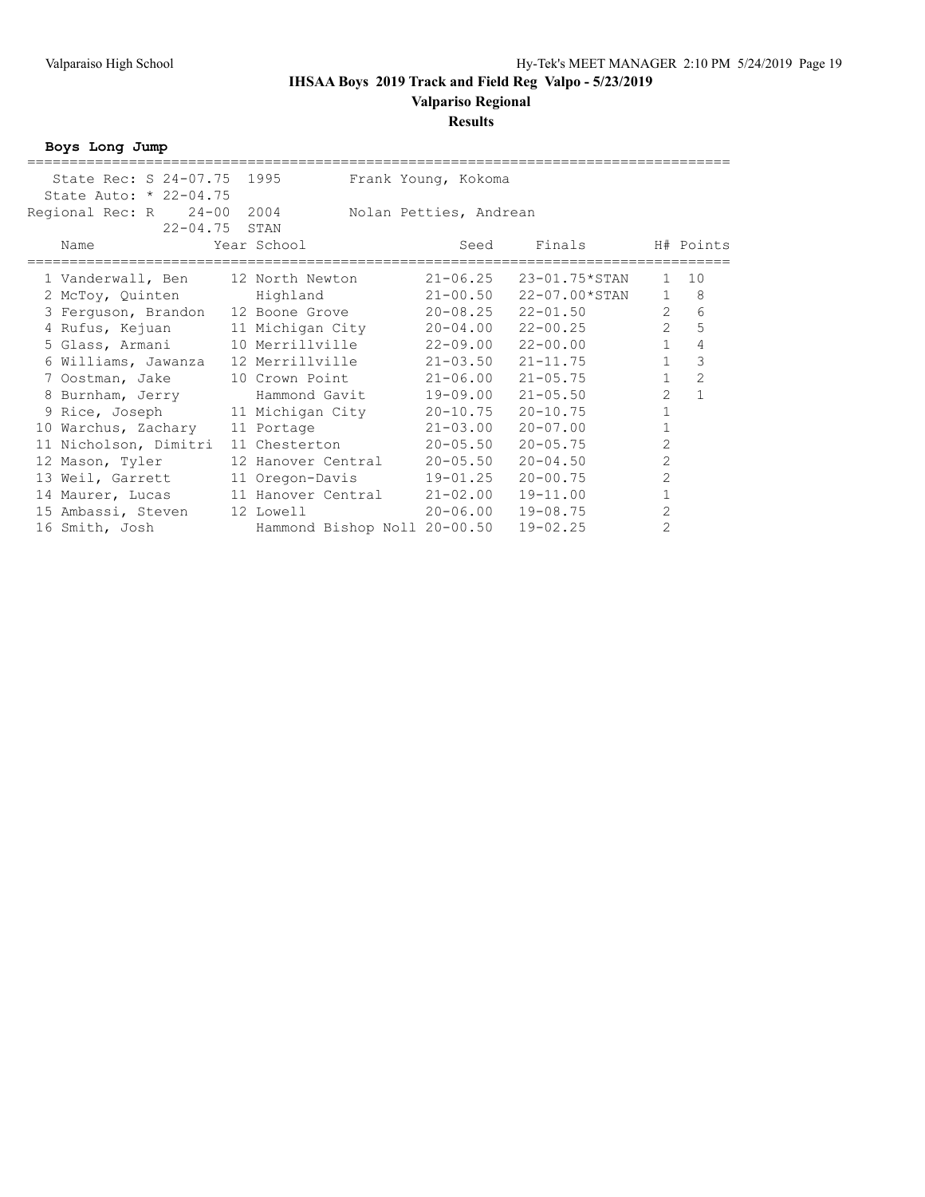# IHSAA Boys 2019 Track and Field Reg Valpo - 5/23/2019

## Valparaiso Regional

### Results

**Boys Long Jump**

State Rec: S 24-07.75 1995 Frank Young, Kokoma
State Auto: * 22-04.75
Regional Rec: R 24-00 2004 Nolan Petties, Andrean
22-04.75 STAN

| | Name | Year | School | Seed | Finals | H# | Points |
|---|---|---|---|---|---|---|---|
| 1 | Vanderwall, Ben | 12 | North Newton | 21-06.25 | 23-01.75*STAN | 1 | 10 |
| 2 | McToy, Quinten | | Highland | 21-00.50 | 22-07.00*STAN | 1 | 8 |
| 3 | Ferguson, Brandon | 12 | Boone Grove | 20-08.25 | 22-01.50 | 2 | 6 |
| 4 | Rufus, Kejuan | 11 | Michigan City | 20-04.00 | 22-00.25 | 2 | 5 |
| 5 | Glass, Armani | 10 | Merrillville | 22-09.00 | 22-00.00 | 1 | 4 |
| 6 | Williams, Jawanza | 12 | Merrillville | 21-03.50 | 21-11.75 | 1 | 3 |
| 7 | Oostman, Jake | 10 | Crown Point | 21-06.00 | 21-05.75 | 1 | 2 |
| 8 | Burnham, Jerry | | Hammond Gavit | 19-09.00 | 21-05.50 | 2 | 1 |
| 9 | Rice, Joseph | 11 | Michigan City | 20-10.75 | 20-10.75 | 1 | |
| 10 | Warchus, Zachary | 11 | Portage | 21-03.00 | 20-07.00 | 1 | |
| 11 | Nicholson, Dimitri | 11 | Chesterton | 20-05.50 | 20-05.75 | 2 | |
| 12 | Mason, Tyler | 12 | Hanover Central | 20-05.50 | 20-04.50 | 2 | |
| 13 | Weil, Garrett | 11 | Oregon-Davis | 19-01.25 | 20-00.75 | 2 | |
| 14 | Maurer, Lucas | 11 | Hanover Central | 21-02.00 | 19-11.00 | 1 | |
| 15 | Ambassi, Steven | 12 | Lowell | 20-06.00 | 19-08.75 | 2 | |
| 16 | Smith, Josh | | Hammond Bishop Noll | 20-00.50 | 19-02.25 | 2 | |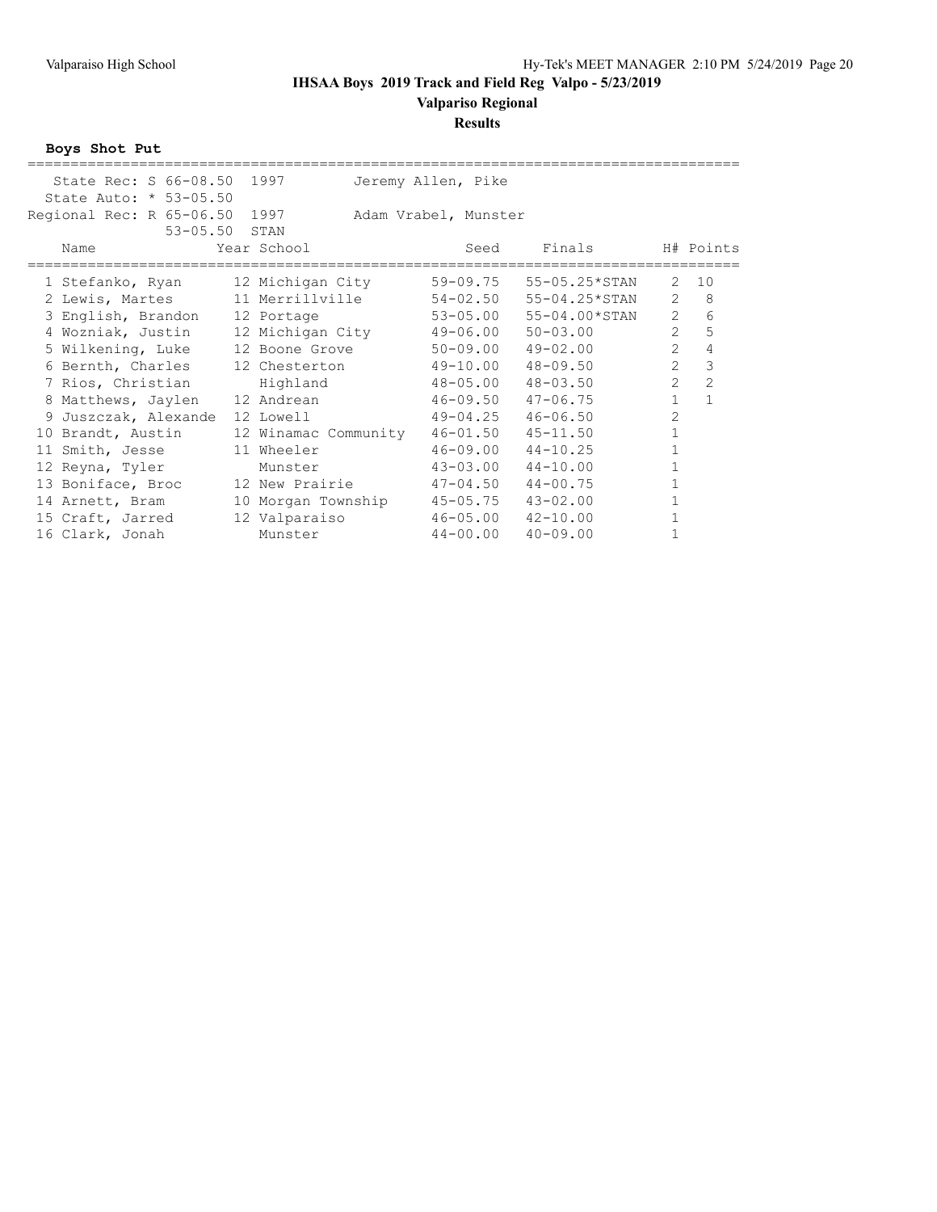# IHSAA Boys 2019 Track and Field Reg Valpo - 5/23/2019

## Valpariso Regional

### Results

**Boys Shot Put**

State Rec: S 66-08.50 1997 Jeremy Allen, Pike
State Auto: * 53-05.50
Regional Rec: R 65-06.50 1997 Adam Vrabel, Munster
53-05.50 STAN

| | Name | Year | School | Seed | Finals | H# | Points |
|---|---|---|---|---|---|---|---|
| 1 | Stefanko, Ryan | 12 | Michigan City | 59-09.75 | 55-05.25*STAN | 2 | 10 |
| 2 | Lewis, Martes | 11 | Merrillville | 54-02.50 | 55-04.25*STAN | 2 | 8 |
| 3 | English, Brandon | 12 | Portage | 53-05.00 | 55-04.00*STAN | 2 | 6 |
| 4 | Wozniak, Justin | 12 | Michigan City | 49-06.00 | 50-03.00 | 2 | 5 |
| 5 | Wilkening, Luke | 12 | Boone Grove | 50-09.00 | 49-02.00 | 2 | 4 |
| 6 | Bernth, Charles | 12 | Chesterton | 49-10.00 | 48-09.50 | 2 | 3 |
| 7 | Rios, Christian | | Highland | 48-05.00 | 48-03.50 | 2 | 2 |
| 8 | Matthews, Jaylen | 12 | Andrean | 46-09.50 | 47-06.75 | 1 | 1 |
| 9 | Juszczak, Alexande | 12 | Lowell | 49-04.25 | 46-06.50 | 2 | |
| 10 | Brandt, Austin | 12 | Winamac Community | 46-01.50 | 45-11.50 | 1 | |
| 11 | Smith, Jesse | 11 | Wheeler | 46-09.00 | 44-10.25 | 1 | |
| 12 | Reyna, Tyler | | Munster | 43-03.00 | 44-10.00 | 1 | |
| 13 | Boniface, Broc | 12 | New Prairie | 47-04.50 | 44-00.75 | 1 | |
| 14 | Arnett, Bram | 10 | Morgan Township | 45-05.75 | 43-02.00 | 1 | |
| 15 | Craft, Jarred | 12 | Valparaiso | 46-05.00 | 42-10.00 | 1 | |
| 16 | Clark, Jonah | | Munster | 44-00.00 | 40-09.00 | 1 | |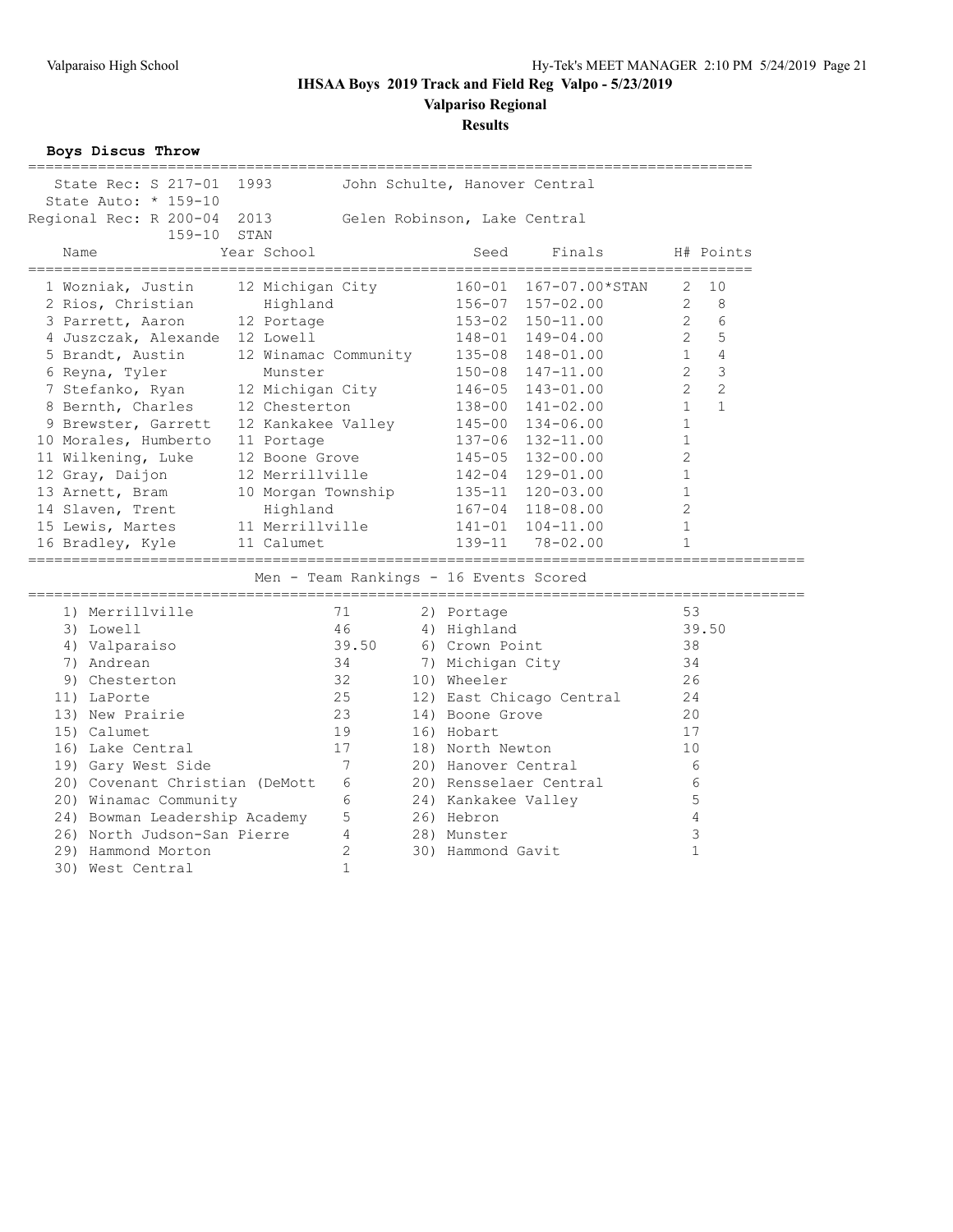# IHSAA Boys 2019 Track and Field Reg Valpo - 5/23/2019

## Valparaiso Regional

### Results

**Boys Discus Throw**

State Rec: S 217-01 1993 John Schulte, Hanover Central
State Auto: * 159-10
Regional Rec: R 200-04 2013 Gelen Robinson, Lake Central
159-10 STAN

| Name | Year | School | Seed | Finals | H# | Points |
|---|---|---|---|---|---|---|
| 1 Wozniak, Justin | 12 | Michigan City | 160-01 | 167-07.00*STAN | 2 | 10 |
| 2 Rios, Christian | | Highland | 156-07 | 157-02.00 | 2 | 8 |
| 3 Parrett, Aaron | 12 | Portage | 153-02 | 150-11.00 | 2 | 6 |
| 4 Juszczak, Alexande | 12 | Lowell | 148-01 | 149-04.00 | 2 | 5 |
| 5 Brandt, Austin | 12 | Winamac Community | 135-08 | 148-01.00 | 1 | 4 |
| 6 Reyna, Tyler | | Munster | 150-08 | 147-11.00 | 2 | 3 |
| 7 Stefanko, Ryan | 12 | Michigan City | 146-05 | 143-01.00 | 2 | 2 |
| 8 Bernth, Charles | 12 | Chesterton | 138-00 | 141-02.00 | 1 | 1 |
| 9 Brewster, Garrett | 12 | Kankakee Valley | 145-00 | 134-06.00 | 1 | |
| 10 Morales, Humberto | 11 | Portage | 137-06 | 132-11.00 | 1 | |
| 11 Wilkening, Luke | 12 | Boone Grove | 145-05 | 132-00.00 | 2 | |
| 12 Gray, Daijon | 12 | Merrillville | 142-04 | 129-01.00 | 1 | |
| 13 Arnett, Bram | 10 | Morgan Township | 135-11 | 120-03.00 | 1 | |
| 14 Slaven, Trent | | Highland | 167-04 | 118-08.00 | 2 | |
| 15 Lewis, Martes | 11 | Merrillville | 141-01 | 104-11.00 | 1 | |
| 16 Bradley, Kyle | 11 | Calumet | 139-11 | 78-02.00 | 1 | |

**Men - Team Rankings - 16 Events Scored**

| | | | |
|---|---|---|---|
| 1) Merrillville | 71 | 2) Portage | 53 |
| 3) Lowell | 46 | 4) Highland | 39.50 |
| 4) Valparaiso | 39.50 | 6) Crown Point | 38 |
| 7) Andrean | 34 | 7) Michigan City | 34 |
| 9) Chesterton | 32 | 10) Wheeler | 26 |
| 11) LaPorte | 25 | 12) East Chicago Central | 24 |
| 13) New Prairie | 23 | 14) Boone Grove | 20 |
| 15) Calumet | 19 | 16) Hobart | 17 |
| 16) Lake Central | 17 | 18) North Newton | 10 |
| 19) Gary West Side | 7 | 20) Hanover Central | 6 |
| 20) Covenant Christian (DeMott | 6 | 20) Rensselaer Central | 6 |
| 20) Winamac Community | 6 | 24) Kankakee Valley | 5 |
| 24) Bowman Leadership Academy | 5 | 26) Hebron | 4 |
| 26) North Judson-San Pierre | 4 | 28) Munster | 3 |
| 29) Hammond Morton | 2 | 30) Hammond Gavit | 1 |
| 30) West Central | 1 | | |